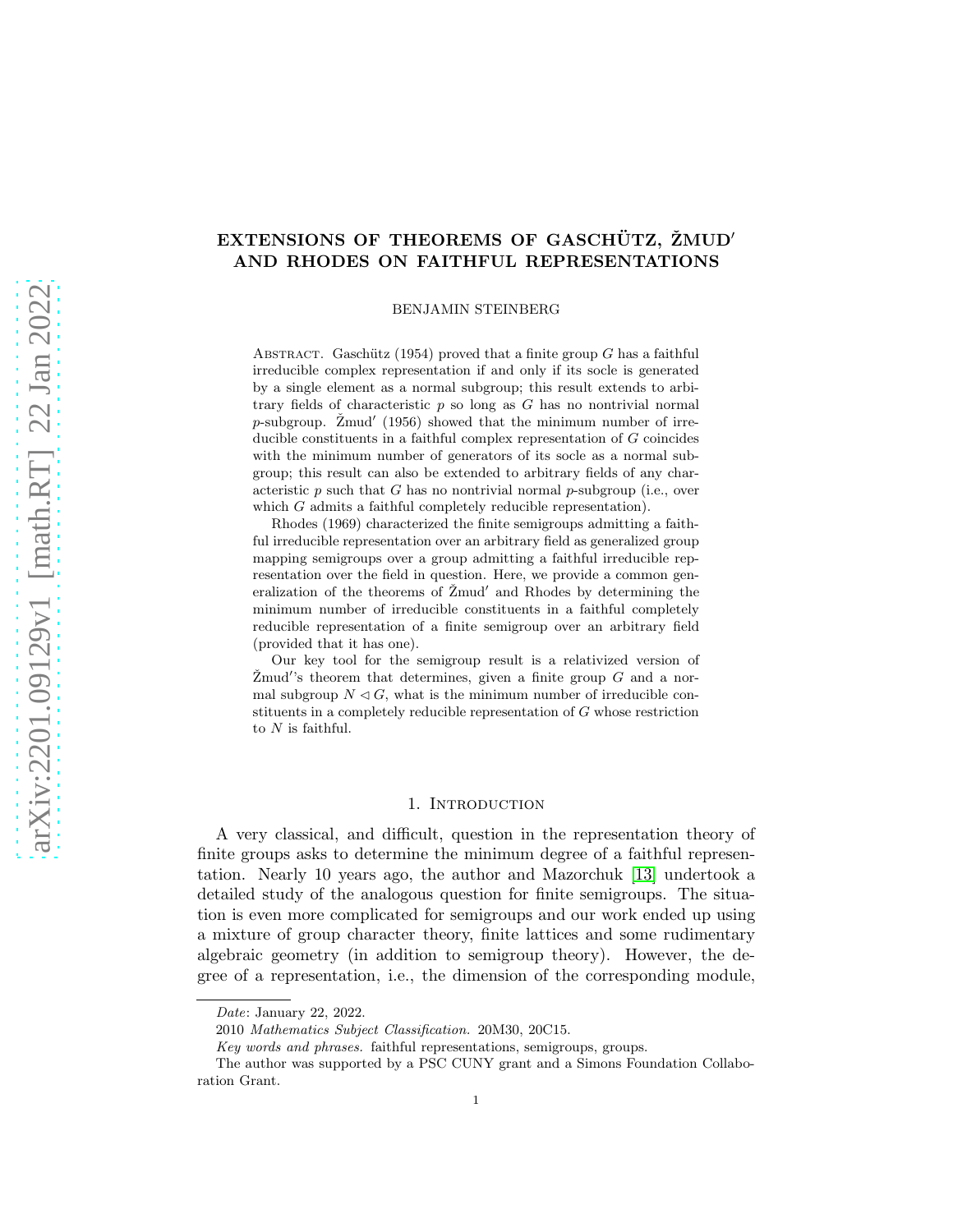# EXTENSIONS OF THEOREMS OF GASCHÜTZ, ŽMUD′ AND RHODES ON FAITHFUL REPRESENTATIONS

BENJAMIN STEINBERG

Abstract. Gaschütz (1954) proved that a finite group $G$ has a faithful irreducible complex representation if and only if its socle is generated by a single element as a normal subgroup; this result extends to arbitrary fields of characteristic $p$ so long as $G$ has no nontrivial normal $p$-subgroup. Žmud′ (1956) showed that the minimum number of irreducible constituents in a faithful complex representation of $G$ coincides with the minimum number of generators of its socle as a normal subgroup; this result can also be extended to arbitrary fields of any characteristic $p$ such that $G$ has no nontrivial normal $p$-subgroup (i.e., over which $G$ admits a faithful completely reducible representation).

Rhodes (1969) characterized the finite semigroups admitting a faithful irreducible representation over an arbitrary field as generalized group mapping semigroups over a group admitting a faithful irreducible representation over the field in question. Here, we provide a common generalization of the theorems of Žmud′ and Rhodes by determining the minimum number of irreducible constituents in a faithful completely reducible representation of a finite semigroup over an arbitrary field (provided that it has one).

Our key tool for the semigroup result is a relativized version of Žmud′'s theorem that determines, given a finite group $G$ and a normal subgroup $N \lhd G$, what is the minimum number of irreducible constituents in a completely reducible representation of $G$ whose restriction to $N$ is faithful.

## 1. Introduction

A very classical, and difficult, question in the representation theory of finite groups asks to determine the minimum degree of a faithful representation. Nearly 10 years ago, the author and Mazorchuk [13] undertook a detailed study of the analogous question for finite semigroups. The situation is even more complicated for semigroups and our work ended up using a mixture of group character theory, finite lattices and some rudimentary algebraic geometry (in addition to semigroup theory). However, the degree of a representation, i.e., the dimension of the corresponding module,

---

*Date*: January 22, 2022.

2010 *Mathematics Subject Classification.* 20M30, 20C15.

*Key words and phrases.* faithful representations, semigroups, groups.

The author was supported by a PSC CUNY grant and a Simons Foundation Collaboration Grant.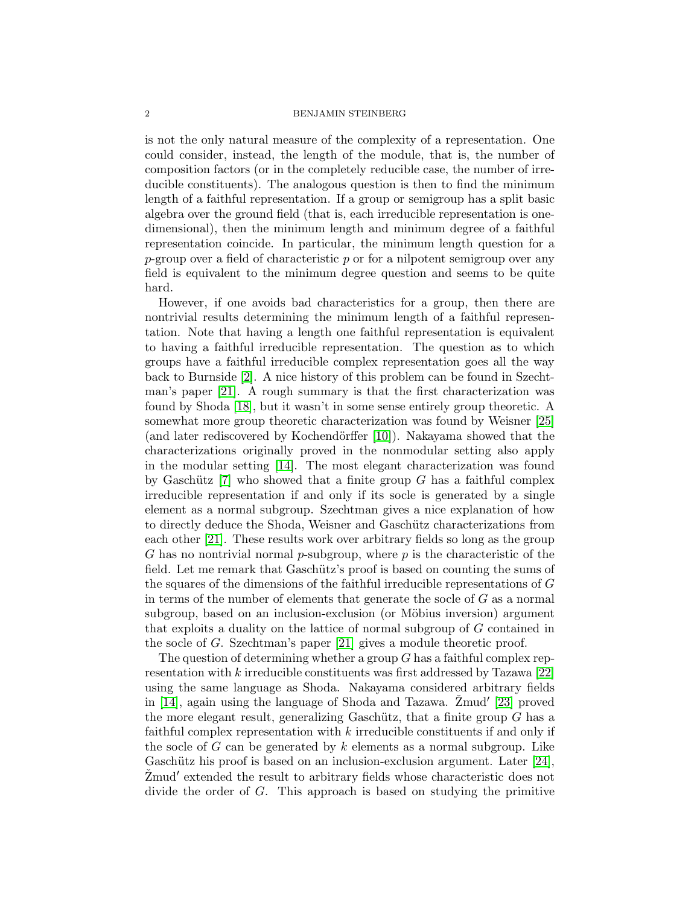is not the only natural measure of the complexity of a representation. One could consider, instead, the length of the module, that is, the number of composition factors (or in the completely reducible case, the number of irreducible constituents). The analogous question is then to find the minimum length of a faithful representation. If a group or semigroup has a split basic algebra over the ground field (that is, each irreducible representation is one-dimensional), then the minimum length and minimum degree of a faithful representation coincide. In particular, the minimum length question for a $p$-group over a field of characteristic $p$ or for a nilpotent semigroup over any field is equivalent to the minimum degree question and seems to be quite hard.

However, if one avoids bad characteristics for a group, then there are nontrivial results determining the minimum length of a faithful representation. Note that having a length one faithful representation is equivalent to having a faithful irreducible representation. The question as to which groups have a faithful irreducible complex representation goes all the way back to Burnside [2]. A nice history of this problem can be found in Szechtman's paper [21]. A rough summary is that the first characterization was found by Shoda [18], but it wasn't in some sense entirely group theoretic. A somewhat more group theoretic characterization was found by Weisner [25] (and later rediscovered by Kochendörffer [10]). Nakayama showed that the characterizations originally proved in the nonmodular setting also apply in the modular setting [14]. The most elegant characterization was found by Gaschütz [7] who showed that a finite group $G$ has a faithful complex irreducible representation if and only if its socle is generated by a single element as a normal subgroup. Szechtman gives a nice explanation of how to directly deduce the Shoda, Weisner and Gaschütz characterizations from each other [21]. These results work over arbitrary fields so long as the group $G$ has no nontrivial normal $p$-subgroup, where $p$ is the characteristic of the field. Let me remark that Gaschütz's proof is based on counting the sums of the squares of the dimensions of the faithful irreducible representations of $G$ in terms of the number of elements that generate the socle of $G$ as a normal subgroup, based on an inclusion-exclusion (or Möbius inversion) argument that exploits a duality on the lattice of normal subgroup of $G$ contained in the socle of $G$. Szechtman's paper [21] gives a module theoretic proof.

The question of determining whether a group $G$ has a faithful complex representation with $k$ irreducible constituents was first addressed by Tazawa [22] using the same language as Shoda. Nakayama considered arbitrary fields in [14], again using the language of Shoda and Tazawa. Žmud′ [23] proved the more elegant result, generalizing Gaschütz, that a finite group $G$ has a faithful complex representation with $k$ irreducible constituents if and only if the socle of $G$ can be generated by $k$ elements as a normal subgroup. Like Gaschütz his proof is based on an inclusion-exclusion argument. Later [24], Žmud′ extended the result to arbitrary fields whose characteristic does not divide the order of $G$. This approach is based on studying the primitive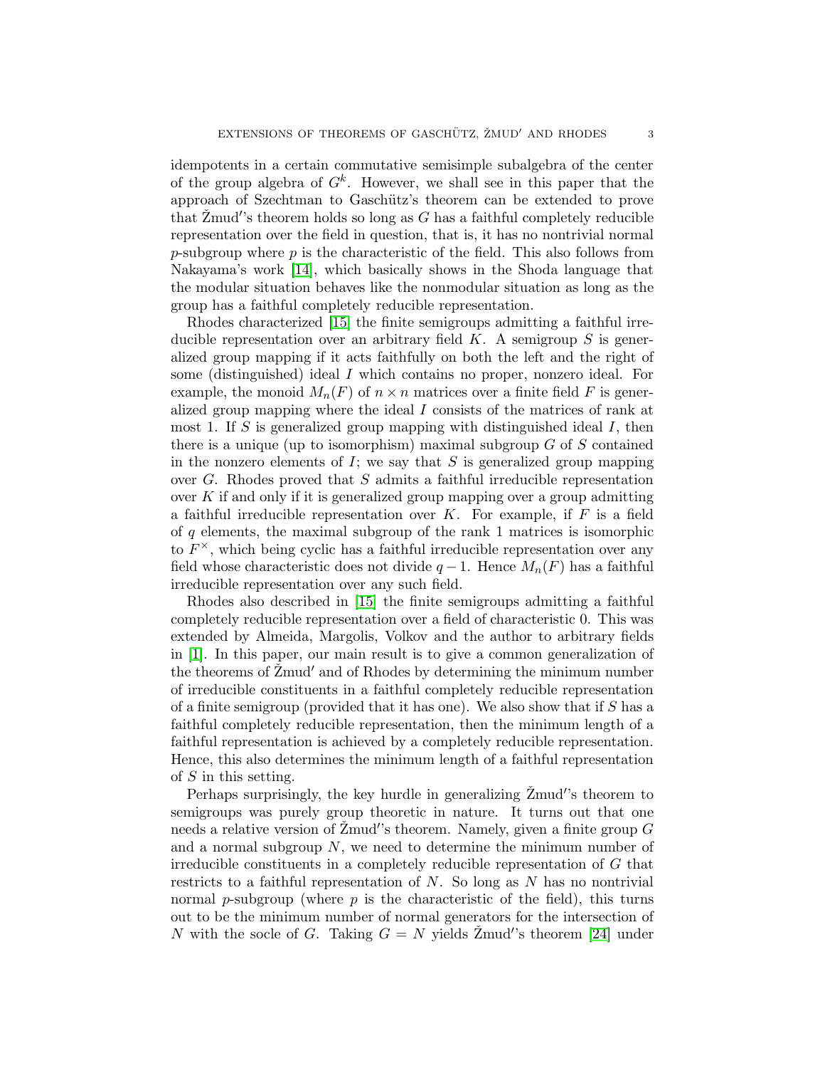idempotents in a certain commutative semisimple subalgebra of the center of the group algebra of $G^k$. However, we shall see in this paper that the approach of Szechtman to Gaschütz's theorem can be extended to prove that Žmud′'s theorem holds so long as $G$ has a faithful completely reducible representation over the field in question, that is, it has no nontrivial normal $p$-subgroup where $p$ is the characteristic of the field. This also follows from Nakayama's work [14], which basically shows in the Shoda language that the modular situation behaves like the nonmodular situation as long as the group has a faithful completely reducible representation.

Rhodes characterized [15] the finite semigroups admitting a faithful irreducible representation over an arbitrary field $K$. A semigroup $S$ is generalized group mapping if it acts faithfully on both the left and the right of some (distinguished) ideal $I$ which contains no proper, nonzero ideal. For example, the monoid $M_n(F)$ of $n \times n$ matrices over a finite field $F$ is generalized group mapping where the ideal $I$ consists of the matrices of rank at most 1. If $S$ is generalized group mapping with distinguished ideal $I$, then there is a unique (up to isomorphism) maximal subgroup $G$ of $S$ contained in the nonzero elements of $I$; we say that $S$ is generalized group mapping over $G$. Rhodes proved that $S$ admits a faithful irreducible representation over $K$ if and only if it is generalized group mapping over a group admitting a faithful irreducible representation over $K$. For example, if $F$ is a field of $q$ elements, the maximal subgroup of the rank 1 matrices is isomorphic to $F^{\times}$, which being cyclic has a faithful irreducible representation over any field whose characteristic does not divide $q-1$. Hence $M_n(F)$ has a faithful irreducible representation over any such field.

Rhodes also described in [15] the finite semigroups admitting a faithful completely reducible representation over a field of characteristic 0. This was extended by Almeida, Margolis, Volkov and the author to arbitrary fields in [1]. In this paper, our main result is to give a common generalization of the theorems of Žmud′ and of Rhodes by determining the minimum number of irreducible constituents in a faithful completely reducible representation of a finite semigroup (provided that it has one). We also show that if $S$ has a faithful completely reducible representation, then the minimum length of a faithful representation is achieved by a completely reducible representation. Hence, this also determines the minimum length of a faithful representation of $S$ in this setting.

Perhaps surprisingly, the key hurdle in generalizing Žmud′'s theorem to semigroups was purely group theoretic in nature. It turns out that one needs a relative version of Žmud′'s theorem. Namely, given a finite group $G$ and a normal subgroup $N$, we need to determine the minimum number of irreducible constituents in a completely reducible representation of $G$ that restricts to a faithful representation of $N$. So long as $N$ has no nontrivial normal $p$-subgroup (where $p$ is the characteristic of the field), this turns out to be the minimum number of normal generators for the intersection of $N$ with the socle of $G$. Taking $G = N$ yields Žmud′'s theorem [24] under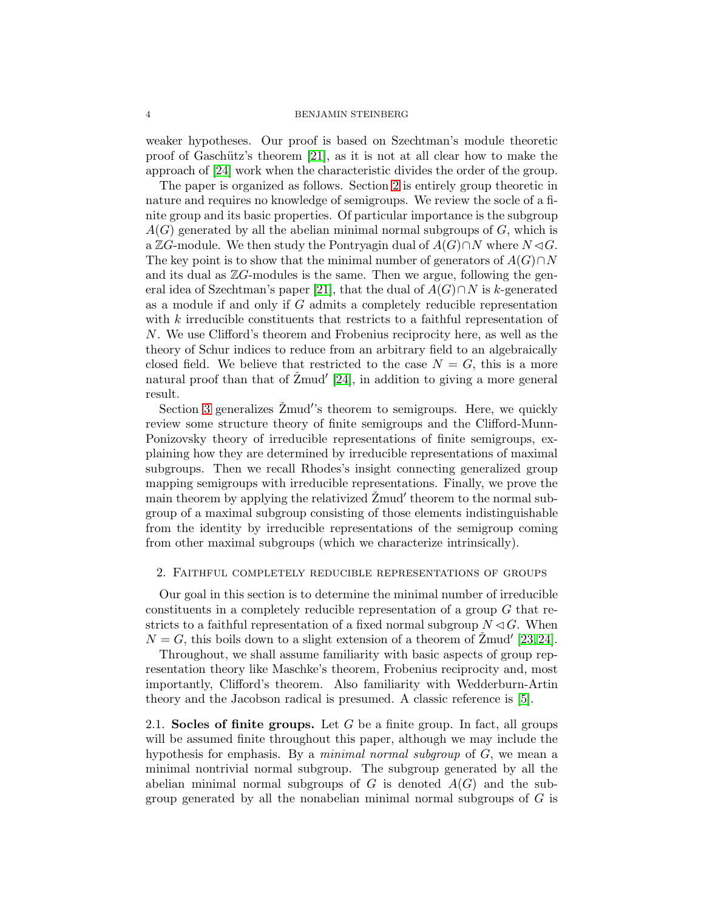weaker hypotheses. Our proof is based on Szechtman's module theoretic proof of Gaschütz's theorem [21], as it is not at all clear how to make the approach of [24] work when the characteristic divides the order of the group.

The paper is organized as follows. Section 2 is entirely group theoretic in nature and requires no knowledge of semigroups. We review the socle of a finite group and its basic properties. Of particular importance is the subgroup $A(G)$ generated by all the abelian minimal normal subgroups of $G$, which is a $\mathbb{Z}G$-module. We then study the Pontryagin dual of $A(G)\cap N$ where $N \lhd G$. The key point is to show that the minimal number of generators of $A(G)\cap N$ and its dual as $\mathbb{Z}G$-modules is the same. Then we argue, following the general idea of Szechtman's paper [21], that the dual of $A(G)\cap N$ is $k$-generated as a module if and only if $G$ admits a completely reducible representation with $k$ irreducible constituents that restricts to a faithful representation of $N$. We use Clifford's theorem and Frobenius reciprocity here, as well as the theory of Schur indices to reduce from an arbitrary field to an algebraically closed field. We believe that restricted to the case $N = G$, this is a more natural proof than that of Žmud′ [24], in addition to giving a more general result.

Section 3 generalizes Žmud′'s theorem to semigroups. Here, we quickly review some structure theory of finite semigroups and the Clifford-Munn-Ponizovsky theory of irreducible representations of finite semigroups, explaining how they are determined by irreducible representations of maximal subgroups. Then we recall Rhodes's insight connecting generalized group mapping semigroups with irreducible representations. Finally, we prove the main theorem by applying the relativized Žmud′ theorem to the normal subgroup of a maximal subgroup consisting of those elements indistinguishable from the identity by irreducible representations of the semigroup coming from other maximal subgroups (which we characterize intrinsically).

## 2. Faithful completely reducible representations of groups

Our goal in this section is to determine the minimal number of irreducible constituents in a completely reducible representation of a group $G$ that restricts to a faithful representation of a fixed normal subgroup $N \lhd G$. When $N = G$, this boils down to a slight extension of a theorem of Žmud′ [23, 24].

Throughout, we shall assume familiarity with basic aspects of group representation theory like Maschke's theorem, Frobenius reciprocity and, most importantly, Clifford's theorem. Also familiarity with Wedderburn-Artin theory and the Jacobson radical is presumed. A classic reference is [5].

**2.1. Socles of finite groups.** Let $G$ be a finite group. In fact, all groups will be assumed finite throughout this paper, although we may include the hypothesis for emphasis. By a *minimal normal subgroup* of $G$, we mean a minimal nontrivial normal subgroup. The subgroup generated by all the abelian minimal normal subgroups of $G$ is denoted $A(G)$ and the subgroup generated by all the nonabelian minimal normal subgroups of $G$ is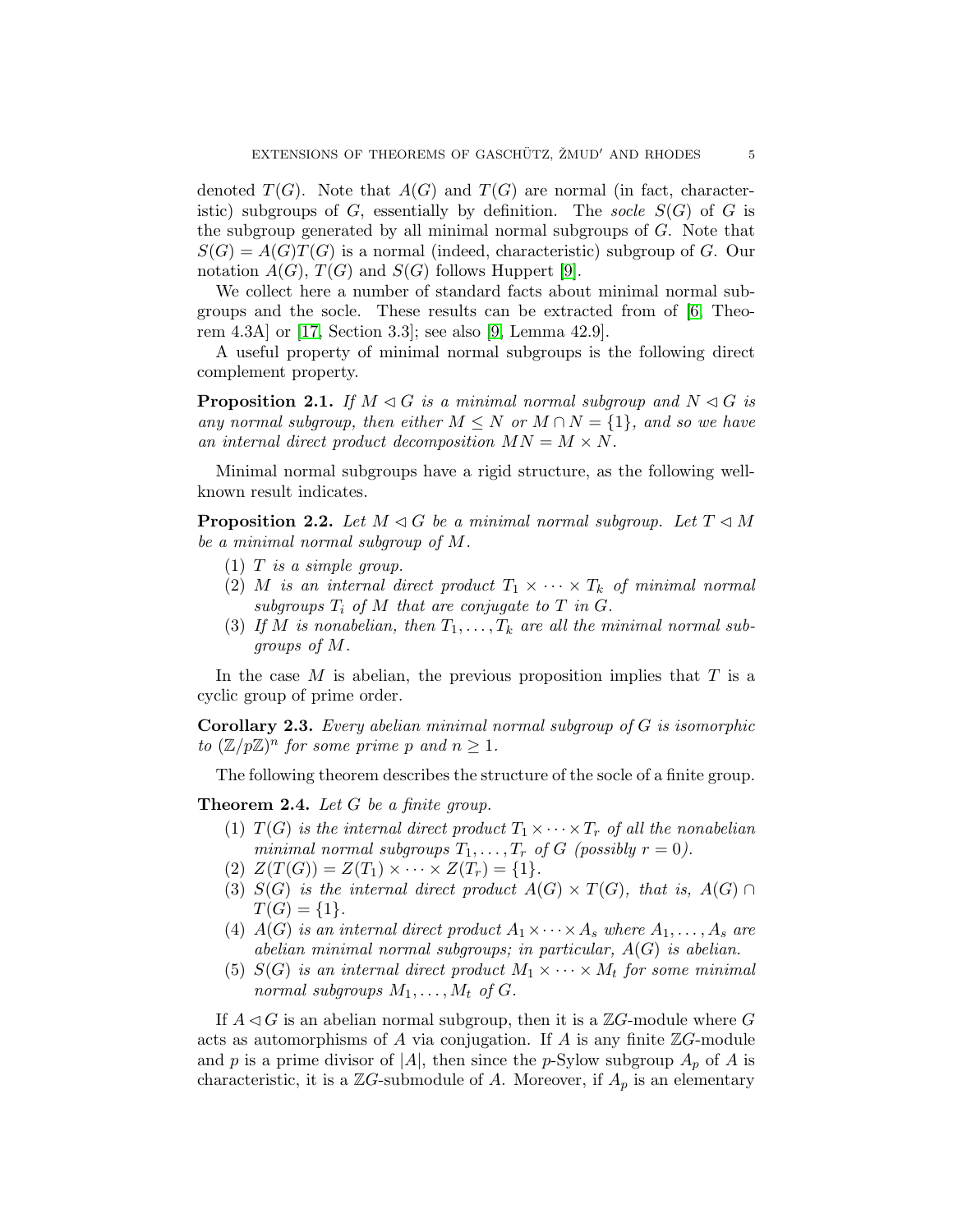denoted $T(G)$. Note that $A(G)$ and $T(G)$ are normal (in fact, characteristic) subgroups of $G$, essentially by definition. The *socle* $S(G)$ of $G$ is the subgroup generated by all minimal normal subgroups of $G$. Note that $S(G) = A(G)T(G)$ is a normal (indeed, characteristic) subgroup of $G$. Our notation $A(G)$, $T(G)$ and $S(G)$ follows Huppert [9].

We collect here a number of standard facts about minimal normal subgroups and the socle. These results can be extracted from of [6, Theorem 4.3A] or [17, Section 3.3]; see also [9, Lemma 42.9].

A useful property of minimal normal subgroups is the following direct complement property.

**Proposition 2.1.** *If $M \lhd G$ is a minimal normal subgroup and $N \lhd G$ is any normal subgroup, then either $M \leq N$ or $M \cap N = \{1\}$, and so we have an internal direct product decomposition $MN = M \times N$.*

Minimal normal subgroups have a rigid structure, as the following well-known result indicates.

**Proposition 2.2.** *Let $M \lhd G$ be a minimal normal subgroup. Let $T \lhd M$ be a minimal normal subgroup of $M$.*

1. *$T$ is a simple group.*
2. *$M$ is an internal direct product $T_1 \times \cdots \times T_k$ of minimal normal subgroups $T_i$ of $M$ that are conjugate to $T$ in $G$.*
3. *If $M$ is nonabelian, then $T_1, \ldots, T_k$ are all the minimal normal subgroups of $M$.*

In the case $M$ is abelian, the previous proposition implies that $T$ is a cyclic group of prime order.

**Corollary 2.3.** *Every abelian minimal normal subgroup of $G$ is isomorphic to $(\mathbb{Z}/p\mathbb{Z})^n$ for some prime $p$ and $n \geq 1$.*

The following theorem describes the structure of the socle of a finite group.

**Theorem 2.4.** *Let $G$ be a finite group.*

1. *$T(G)$ is the internal direct product $T_1 \times \cdots \times T_r$ of all the nonabelian minimal normal subgroups $T_1, \ldots, T_r$ of $G$ (possibly $r = 0$).*
2. *$Z(T(G)) = Z(T_1) \times \cdots \times Z(T_r) = \{1\}$.*
3. *$S(G)$ is the internal direct product $A(G) \times T(G)$, that is, $A(G) \cap T(G) = \{1\}$.*
4. *$A(G)$ is an internal direct product $A_1 \times \cdots \times A_s$ where $A_1, \ldots, A_s$ are abelian minimal normal subgroups; in particular, $A(G)$ is abelian.*
5. *$S(G)$ is an internal direct product $M_1 \times \cdots \times M_t$ for some minimal normal subgroups $M_1, \ldots, M_t$ of $G$.*

If $A \lhd G$ is an abelian normal subgroup, then it is a $\mathbb{Z}G$-module where $G$ acts as automorphisms of $A$ via conjugation. If $A$ is any finite $\mathbb{Z}G$-module and $p$ is a prime divisor of $|A|$, then since the $p$-Sylow subgroup $A_p$ of $A$ is characteristic, it is a $\mathbb{Z}G$-submodule of $A$. Moreover, if $A_p$ is an elementary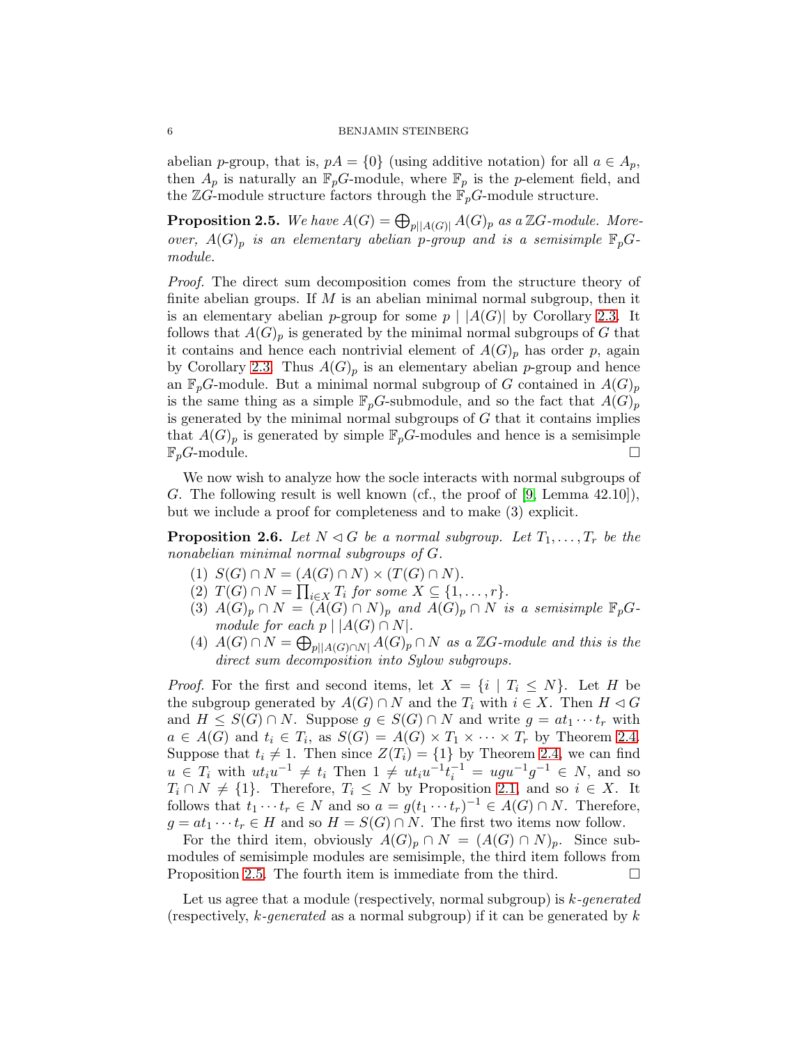abelian $p$-group, that is, $pA = \{0\}$ (using additive notation) for all $a \in A_p$, then $A_p$ is naturally an $\mathbb{F}_pG$-module, where $\mathbb{F}_p$ is the $p$-element field, and the $\mathbb{Z}G$-module structure factors through the $\mathbb{F}_pG$-module structure.

**Proposition 2.5.** *We have $A(G) = \bigoplus_{p||A(G)|} A(G)_p$ as a $\mathbb{Z}G$-module. Moreover, $A(G)_p$ is an elementary abelian $p$-group and is a semisimple $\mathbb{F}_pG$-module.*

*Proof.* The direct sum decomposition comes from the structure theory of finite abelian groups. If $M$ is an abelian minimal normal subgroup, then it is an elementary abelian $p$-group for some $p \mid |A(G)|$ by Corollary 2.3. It follows that $A(G)_p$ is generated by the minimal normal subgroups of $G$ that it contains and hence each nontrivial element of $A(G)_p$ has order $p$, again by Corollary 2.3. Thus $A(G)_p$ is an elementary abelian $p$-group and hence an $\mathbb{F}_pG$-module. But a minimal normal subgroup of $G$ contained in $A(G)_p$ is the same thing as a simple $\mathbb{F}_pG$-submodule, and so the fact that $A(G)_p$ is generated by the minimal normal subgroups of $G$ that it contains implies that $A(G)_p$ is generated by simple $\mathbb{F}_pG$-modules and hence is a semisimple $\mathbb{F}_pG$-module. $\square$

We now wish to analyze how the socle interacts with normal subgroups of $G$. The following result is well known (cf., the proof of [9, Lemma 42.10]), but we include a proof for completeness and to make (3) explicit.

**Proposition 2.6.** *Let $N \lhd G$ be a normal subgroup. Let $T_1, \ldots, T_r$ be the nonabelian minimal normal subgroups of $G$.*

1. *$S(G) \cap N = (A(G) \cap N) \times (T(G) \cap N)$.*
2. *$T(G) \cap N = \prod_{i \in X} T_i$ for some $X \subseteq \{1, \ldots, r\}$.*
3. *$A(G)_p \cap N = (A(G) \cap N)_p$ and $A(G)_p \cap N$ is a semisimple $\mathbb{F}_pG$-module for each $p \mid |A(G) \cap N|$.*
4. *$A(G) \cap N = \bigoplus_{p||A(G)\cap N|} A(G)_p \cap N$ as a $\mathbb{Z}G$-module and this is the direct sum decomposition into Sylow subgroups.*

*Proof.* For the first and second items, let $X = \{i \mid T_i \leq N\}$. Let $H$ be the subgroup generated by $A(G) \cap N$ and the $T_i$ with $i \in X$. Then $H \lhd G$ and $H \leq S(G) \cap N$. Suppose $g \in S(G) \cap N$ and write $g = at_1 \cdots t_r$ with $a \in A(G)$ and $t_i \in T_i$, as $S(G) = A(G) \times T_1 \times \cdots \times T_r$ by Theorem 2.4. Suppose that $t_i \neq 1$. Then since $Z(T_i) = \{1\}$ by Theorem 2.4, we can find $u \in T_i$ with $ut_iu^{-1} \neq t_i$ Then $1 \neq ut_iu^{-1}t_i^{-1} = ugu^{-1}g^{-1} \in N$, and so $T_i \cap N \neq \{1\}$. Therefore, $T_i \leq N$ by Proposition 2.1, and so $i \in X$. It follows that $t_1 \cdots t_r \in N$ and so $a = g(t_1 \cdots t_r)^{-1} \in A(G) \cap N$. Therefore, $g = at_1 \cdots t_r \in H$ and so $H = S(G) \cap N$. The first two items now follow.

For the third item, obviously $A(G)_p \cap N = (A(G) \cap N)_p$. Since submodules of semisimple modules are semisimple, the third item follows from Proposition 2.5. The fourth item is immediate from the third. $\square$

Let us agree that a module (respectively, normal subgroup) is *$k$-generated* (respectively, *$k$-generated* as a normal subgroup) if it can be generated by $k$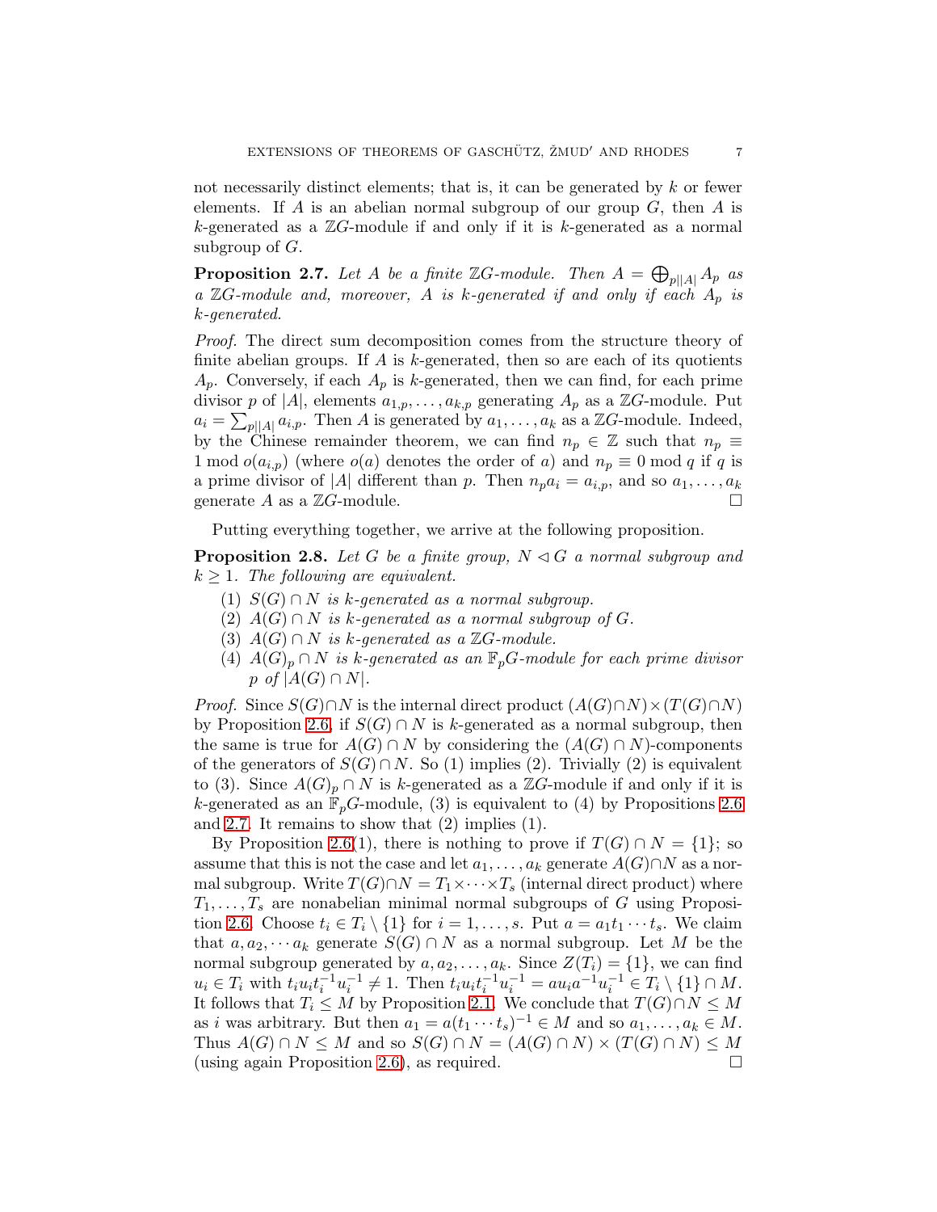not necessarily distinct elements; that is, it can be generated by $k$ or fewer elements. If $A$ is an abelian normal subgroup of our group $G$, then $A$ is $k$-generated as a $\mathbb{Z}G$-module if and only if it is $k$-generated as a normal subgroup of $G$.

**Proposition 2.7.** *Let $A$ be a finite $\mathbb{Z}G$-module. Then $A = \bigoplus_{p||A|} A_p$ as a $\mathbb{Z}G$-module and, moreover, $A$ is $k$-generated if and only if each $A_p$ is $k$-generated.*

*Proof.* The direct sum decomposition comes from the structure theory of finite abelian groups. If $A$ is $k$-generated, then so are each of its quotients $A_p$. Conversely, if each $A_p$ is $k$-generated, then we can find, for each prime divisor $p$ of $|A|$, elements $a_{1,p}, \ldots, a_{k,p}$ generating $A_p$ as a $\mathbb{Z}G$-module. Put $a_i = \sum_{p||A|} a_{i,p}$. Then $A$ is generated by $a_1, \ldots, a_k$ as a $\mathbb{Z}G$-module. Indeed, by the Chinese remainder theorem, we can find $n_p \in \mathbb{Z}$ such that $n_p \equiv 1 \bmod o(a_{i,p})$ (where $o(a)$ denotes the order of $a$) and $n_p \equiv 0 \bmod q$ if $q$ is a prime divisor of $|A|$ different than $p$. Then $n_p a_i = a_{i,p}$, and so $a_1, \ldots, a_k$ generate $A$ as a $\mathbb{Z}G$-module. $\square$

Putting everything together, we arrive at the following proposition.

**Proposition 2.8.** *Let $G$ be a finite group, $N \lhd G$ a normal subgroup and $k \geq 1$. The following are equivalent.*

1. *$S(G) \cap N$ is $k$-generated as a normal subgroup.*
2. *$A(G) \cap N$ is $k$-generated as a normal subgroup of $G$.*
3. *$A(G) \cap N$ is $k$-generated as a $\mathbb{Z}G$-module.*
4. *$A(G)_p \cap N$ is $k$-generated as an $\mathbb{F}_p G$-module for each prime divisor $p$ of $|A(G) \cap N|$.*

*Proof.* Since $S(G) \cap N$ is the internal direct product $(A(G) \cap N) \times (T(G) \cap N)$ by Proposition 2.6, if $S(G) \cap N$ is $k$-generated as a normal subgroup, then the same is true for $A(G) \cap N$ by considering the $(A(G) \cap N)$-components of the generators of $S(G) \cap N$. So (1) implies (2). Trivially (2) is equivalent to (3). Since $A(G)_p \cap N$ is $k$-generated as a $\mathbb{Z}G$-module if and only if it is $k$-generated as an $\mathbb{F}_p G$-module, (3) is equivalent to (4) by Propositions 2.6 and 2.7. It remains to show that (2) implies (1).

By Proposition 2.6(1), there is nothing to prove if $T(G) \cap N = \{1\}$; so assume that this is not the case and let $a_1, \ldots, a_k$ generate $A(G) \cap N$ as a normal subgroup. Write $T(G) \cap N = T_1 \times \cdots \times T_s$ (internal direct product) where $T_1, \ldots, T_s$ are nonabelian minimal normal subgroups of $G$ using Proposition 2.6. Choose $t_i \in T_i \setminus \{1\}$ for $i = 1, \ldots, s$. Put $a = a_1 t_1 \cdots t_s$. We claim that $a, a_2, \cdots a_k$ generate $S(G) \cap N$ as a normal subgroup. Let $M$ be the normal subgroup generated by $a, a_2, \ldots, a_k$. Since $Z(T_i) = \{1\}$, we can find $u_i \in T_i$ with $t_i u_i t_i^{-1} u_i^{-1} \neq 1$. Then $t_i u_i t_i^{-1} u_i^{-1} = a u_i a^{-1} u_i^{-1} \in T_i \setminus \{1\} \cap M$. It follows that $T_i \leq M$ by Proposition 2.1. We conclude that $T(G) \cap N \leq M$ as $i$ was arbitrary. But then $a_1 = a(t_1 \cdots t_s)^{-1} \in M$ and so $a_1, \ldots, a_k \in M$. Thus $A(G) \cap N \leq M$ and so $S(G) \cap N = (A(G) \cap N) \times (T(G) \cap N) \leq M$ (using again Proposition 2.6), as required. $\square$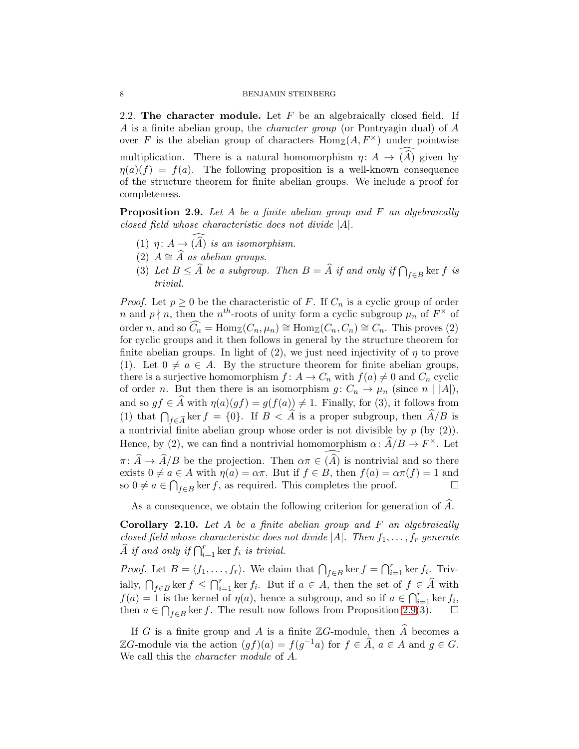2.2. **The character module.** Let $F$ be an algebraically closed field. If $A$ is a finite abelian group, the *character group* (or Pontryagin dual) of $A$ over $F$ is the abelian group of characters $\mathrm{Hom}_{\mathbb{Z}}(A, F^{\times})$ under pointwise multiplication. There is a natural homomorphism $\eta\colon A \to \widehat{(\widehat{A})}$ given by $\eta(a)(f) = f(a)$. The following proposition is a well-known consequence of the structure theorem for finite abelian groups. We include a proof for completeness.

**Proposition 2.9.** *Let $A$ be a finite abelian group and $F$ an algebraically closed field whose characteristic does not divide $|A|$.*

1. *$\eta\colon A \to \widehat{(\widehat{A})}$ is an isomorphism.*
2. *$A \cong \widehat{A}$ as abelian groups.*
3. *Let $B \leq \widehat{A}$ be a subgroup. Then $B = \widehat{A}$ if and only if $\bigcap_{f \in B} \ker f$ is trivial.*

*Proof.* Let $p \geq 0$ be the characteristic of $F$. If $C_n$ is a cyclic group of order $n$ and $p \nmid n$, then the $n^{th}$-roots of unity form a cyclic subgroup $\mu_n$ of $F^{\times}$ of order $n$, and so $\widehat{C_n} = \mathrm{Hom}_{\mathbb{Z}}(C_n, \mu_n) \cong \mathrm{Hom}_{\mathbb{Z}}(C_n, C_n) \cong C_n$. This proves (2) for cyclic groups and it then follows in general by the structure theorem for finite abelian groups. In light of (2), we just need injectivity of $\eta$ to prove (1). Let $0 \neq a \in A$. By the structure theorem for finite abelian groups, there is a surjective homomorphism $f\colon A \to C_n$ with $f(a) \neq 0$ and $C_n$ cyclic of order $n$. But then there is an isomorphism $g\colon C_n \to \mu_n$ (since $n \mid |A|$), and so $gf \in \widehat{A}$ with $\eta(a)(gf) = g(f(a)) \neq 1$. Finally, for (3), it follows from (1) that $\bigcap_{f \in \widehat{A}} \ker f = \{0\}$. If $B < \widehat{A}$ is a proper subgroup, then $\widehat{A}/B$ is a nontrivial finite abelian group whose order is not divisible by $p$ (by (2)). Hence, by (2), we can find a nontrivial homomorphism $\alpha\colon \widehat{A}/B \to F^{\times}$. Let $\pi\colon \widehat{A} \to \widehat{A}/B$ be the projection. Then $\alpha\pi \in \widehat{(\widehat{A})}$ is nontrivial and so there exists $0 \neq a \in A$ with $\eta(a) = \alpha\pi$. But if $f \in B$, then $f(a) = \alpha\pi(f) = 1$ and so $0 \neq a \in \bigcap_{f \in B} \ker f$, as required. This completes the proof. $\square$

As a consequence, we obtain the following criterion for generation of $\widehat{A}$.

**Corollary 2.10.** *Let $A$ be a finite abelian group and $F$ an algebraically closed field whose characteristic does not divide $|A|$. Then $f_1, \ldots, f_r$ generate $\widehat{A}$ if and only if $\bigcap_{i=1}^{r} \ker f_i$ is trivial.*

*Proof.* Let $B = \langle f_1, \ldots, f_r \rangle$. We claim that $\bigcap_{f \in B} \ker f = \bigcap_{i=1}^{r} \ker f_i$. Trivially, $\bigcap_{f \in B} \ker f \leq \bigcap_{i=1}^{r} \ker f_i$. But if $a \in A$, then the set of $f \in \widehat{A}$ with $f(a) = 1$ is the kernel of $\eta(a)$, hence a subgroup, and so if $a \in \bigcap_{i=1}^{r} \ker f_i$, then $a \in \bigcap_{f \in B} \ker f$. The result now follows from Proposition 2.9(3). $\square$

If $G$ is a finite group and $A$ is a finite $\mathbb{Z}G$-module, then $\widehat{A}$ becomes a $\mathbb{Z}G$-module via the action $(gf)(a) = f(g^{-1}a)$ for $f \in \widehat{A}$, $a \in A$ and $g \in G$. We call this the *character module* of $A$.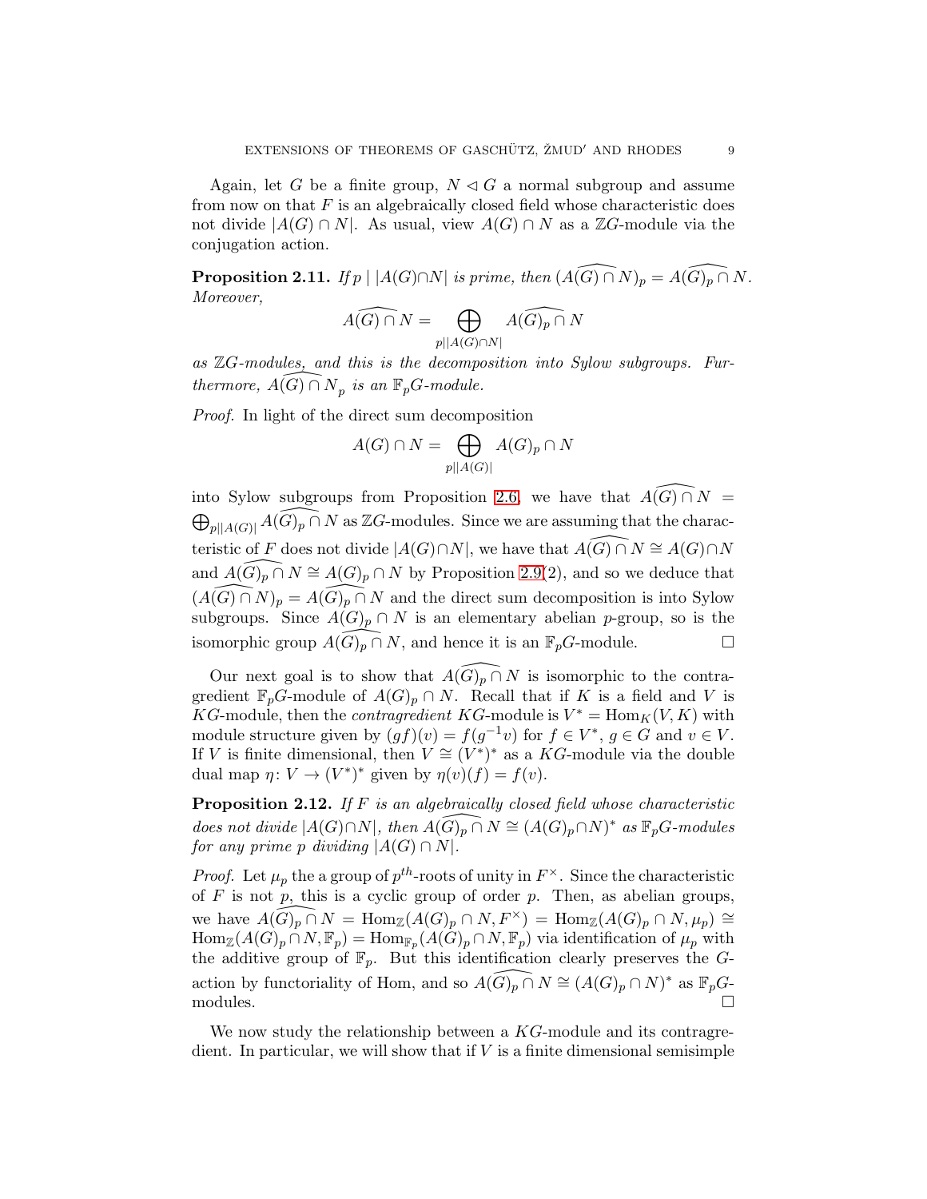Again, let $G$ be a finite group, $N \lhd G$ a normal subgroup and assume from now on that $F$ is an algebraically closed field whose characteristic does not divide $|A(G) \cap N|$. As usual, view $A(G) \cap N$ as a $\mathbb{Z}G$-module via the conjugation action.

**Proposition 2.11.** *If $p \mid |A(G) \cap N|$ is prime, then $(\widehat{A(G) \cap N})_p = \widehat{A(G)_p \cap N}$. Moreover,*

$$\widehat{A(G) \cap N} = \bigoplus_{p \mid |A(G) \cap N|} \widehat{A(G)_p \cap N}$$

*as $\mathbb{Z}G$-modules, and this is the decomposition into Sylow subgroups. Furthermore, $\widehat{A(G) \cap N}_p$ is an $\mathbb{F}_pG$-module.*

*Proof.* In light of the direct sum decomposition

$$A(G) \cap N = \bigoplus_{p \mid |A(G)|} A(G)_p \cap N$$

into Sylow subgroups from Proposition 2.6, we have that $\widehat{A(G) \cap N} = \bigoplus_{p \mid |A(G)|} \widehat{A(G)_p \cap N}$ as $\mathbb{Z}G$-modules. Since we are assuming that the characteristic of $F$ does not divide $|A(G) \cap N|$, we have that $\widehat{A(G) \cap N} \cong A(G) \cap N$ and $\widehat{A(G)_p \cap N} \cong A(G)_p \cap N$ by Proposition 2.9(2), and so we deduce that $(\widehat{A(G) \cap N})_p = \widehat{A(G)_p \cap N}$ and the direct sum decomposition is into Sylow subgroups. Since $A(G)_p \cap N$ is an elementary abelian $p$-group, so is the isomorphic group $\widehat{A(G)_p \cap N}$, and hence it is an $\mathbb{F}_pG$-module. $\square$

Our next goal is to show that $\widehat{A(G)_p \cap N}$ is isomorphic to the contragredient $\mathbb{F}_pG$-module of $A(G)_p \cap N$. Recall that if $K$ is a field and $V$ is $KG$-module, then the *contragredient* $KG$-module is $V^* = \mathrm{Hom}_K(V, K)$ with module structure given by $(gf)(v) = f(g^{-1}v)$ for $f \in V^*$, $g \in G$ and $v \in V$. If $V$ is finite dimensional, then $V \cong (V^*)^*$ as a $KG$-module via the double dual map $\eta \colon V \to (V^*)^*$ given by $\eta(v)(f) = f(v)$.

**Proposition 2.12.** *If $F$ is an algebraically closed field whose characteristic does not divide $|A(G) \cap N|$, then $\widehat{A(G)_p \cap N} \cong (A(G)_p \cap N)^*$ as $\mathbb{F}_pG$-modules for any prime $p$ dividing $|A(G) \cap N|$.*

*Proof.* Let $\mu_p$ the a group of $p^{th}$-roots of unity in $F^\times$. Since the characteristic of $F$ is not $p$, this is a cyclic group of order $p$. Then, as abelian groups, we have $\widehat{A(G)_p \cap N} = \mathrm{Hom}_{\mathbb{Z}}(A(G)_p \cap N, F^\times) = \mathrm{Hom}_{\mathbb{Z}}(A(G)_p \cap N, \mu_p) \cong \mathrm{Hom}_{\mathbb{Z}}(A(G)_p \cap N, \mathbb{F}_p) = \mathrm{Hom}_{\mathbb{F}_p}(A(G)_p \cap N, \mathbb{F}_p)$ via identification of $\mu_p$ with the additive group of $\mathbb{F}_p$. But this identification clearly preserves the $G$-action by functoriality of Hom, and so $\widehat{A(G)_p \cap N} \cong (A(G)_p \cap N)^*$ as $\mathbb{F}_pG$-modules. $\square$

We now study the relationship between a $KG$-module and its contragredient. In particular, we will show that if $V$ is a finite dimensional semisimple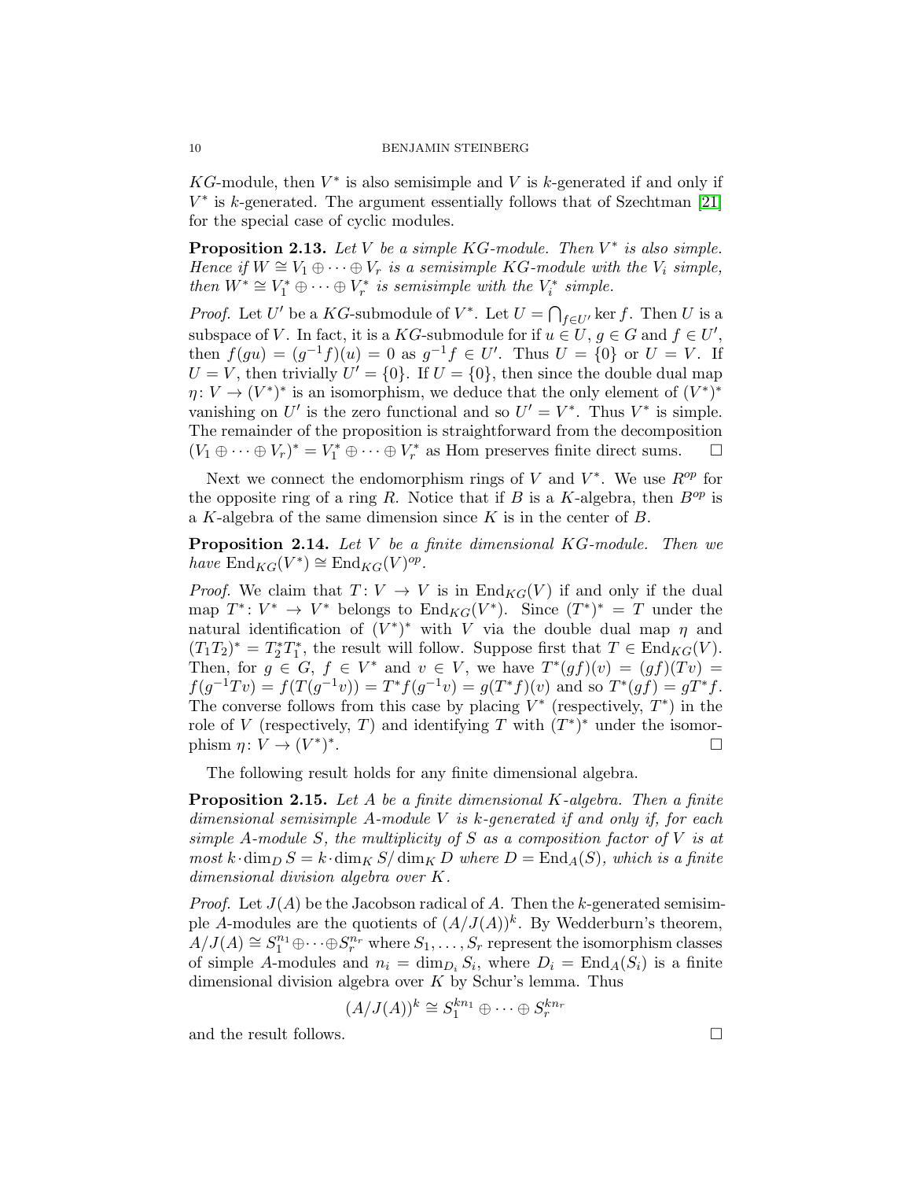$KG$-module, then $V^*$ is also semisimple and $V$ is $k$-generated if and only if $V^*$ is $k$-generated. The argument essentially follows that of Szechtman [21] for the special case of cyclic modules.

**Proposition 2.13.** *Let $V$ be a simple $KG$-module. Then $V^*$ is also simple. Hence if $W \cong V_1 \oplus \cdots \oplus V_r$ is a semisimple $KG$-module with the $V_i$ simple, then $W^* \cong V_1^* \oplus \cdots \oplus V_r^*$ is semisimple with the $V_i^*$ simple.*

*Proof.* Let $U'$ be a $KG$-submodule of $V^*$. Let $U = \bigcap_{f \in U'} \ker f$. Then $U$ is a subspace of $V$. In fact, it is a $KG$-submodule for if $u \in U$, $g \in G$ and $f \in U'$, then $f(gu) = (g^{-1}f)(u) = 0$ as $g^{-1}f \in U'$. Thus $U = \{0\}$ or $U = V$. If $U = V$, then trivially $U' = \{0\}$. If $U = \{0\}$, then since the double dual map $\eta\colon V \to (V^*)^*$ is an isomorphism, we deduce that the only element of $(V^*)^*$ vanishing on $U'$ is the zero functional and so $U' = V^*$. Thus $V^*$ is simple. The remainder of the proposition is straightforward from the decomposition $(V_1 \oplus \cdots \oplus V_r)^* = V_1^* \oplus \cdots \oplus V_r^*$ as Hom preserves finite direct sums. $\square$

Next we connect the endomorphism rings of $V$ and $V^*$. We use $R^{op}$ for the opposite ring of a ring $R$. Notice that if $B$ is a $K$-algebra, then $B^{op}$ is a $K$-algebra of the same dimension since $K$ is in the center of $B$.

**Proposition 2.14.** *Let $V$ be a finite dimensional $KG$-module. Then we have $\mathrm{End}_{KG}(V^*) \cong \mathrm{End}_{KG}(V)^{op}$.*

*Proof.* We claim that $T\colon V \to V$ is in $\mathrm{End}_{KG}(V)$ if and only if the dual map $T^*\colon V^* \to V^*$ belongs to $\mathrm{End}_{KG}(V^*)$. Since $(T^*)^* = T$ under the natural identification of $(V^*)^*$ with $V$ via the double dual map $\eta$ and $(T_1T_2)^* = T_2^*T_1^*$, the result will follow. Suppose first that $T \in \mathrm{End}_{KG}(V)$. Then, for $g \in G$, $f \in V^*$ and $v \in V$, we have $T^*(gf)(v) = (gf)(Tv) = f(g^{-1}Tv) = f(T(g^{-1}v)) = T^*f(g^{-1}v) = g(T^*f)(v)$ and so $T^*(gf) = gT^*f$. The converse follows from this case by placing $V^*$ (respectively, $T^*$) in the role of $V$ (respectively, $T$) and identifying $T$ with $(T^*)^*$ under the isomorphism $\eta\colon V \to (V^*)^*$. $\square$

The following result holds for any finite dimensional algebra.

**Proposition 2.15.** *Let $A$ be a finite dimensional $K$-algebra. Then a finite dimensional semisimple $A$-module $V$ is $k$-generated if and only if, for each simple $A$-module $S$, the multiplicity of $S$ as a composition factor of $V$ is at most $k \cdot \dim_D S = k \cdot \dim_K S / \dim_K D$ where $D = \mathrm{End}_A(S)$, which is a finite dimensional division algebra over $K$.*

*Proof.* Let $J(A)$ be the Jacobson radical of $A$. Then the $k$-generated semisimple $A$-modules are the quotients of $(A/J(A))^k$. By Wedderburn's theorem, $A/J(A) \cong S_1^{n_1} \oplus \cdots \oplus S_r^{n_r}$ where $S_1, \ldots, S_r$ represent the isomorphism classes of simple $A$-modules and $n_i = \dim_{D_i} S_i$, where $D_i = \mathrm{End}_A(S_i)$ is a finite dimensional division algebra over $K$ by Schur's lemma. Thus

$$(A/J(A))^k \cong S_1^{kn_1} \oplus \cdots \oplus S_r^{kn_r}$$

and the result follows. $\square$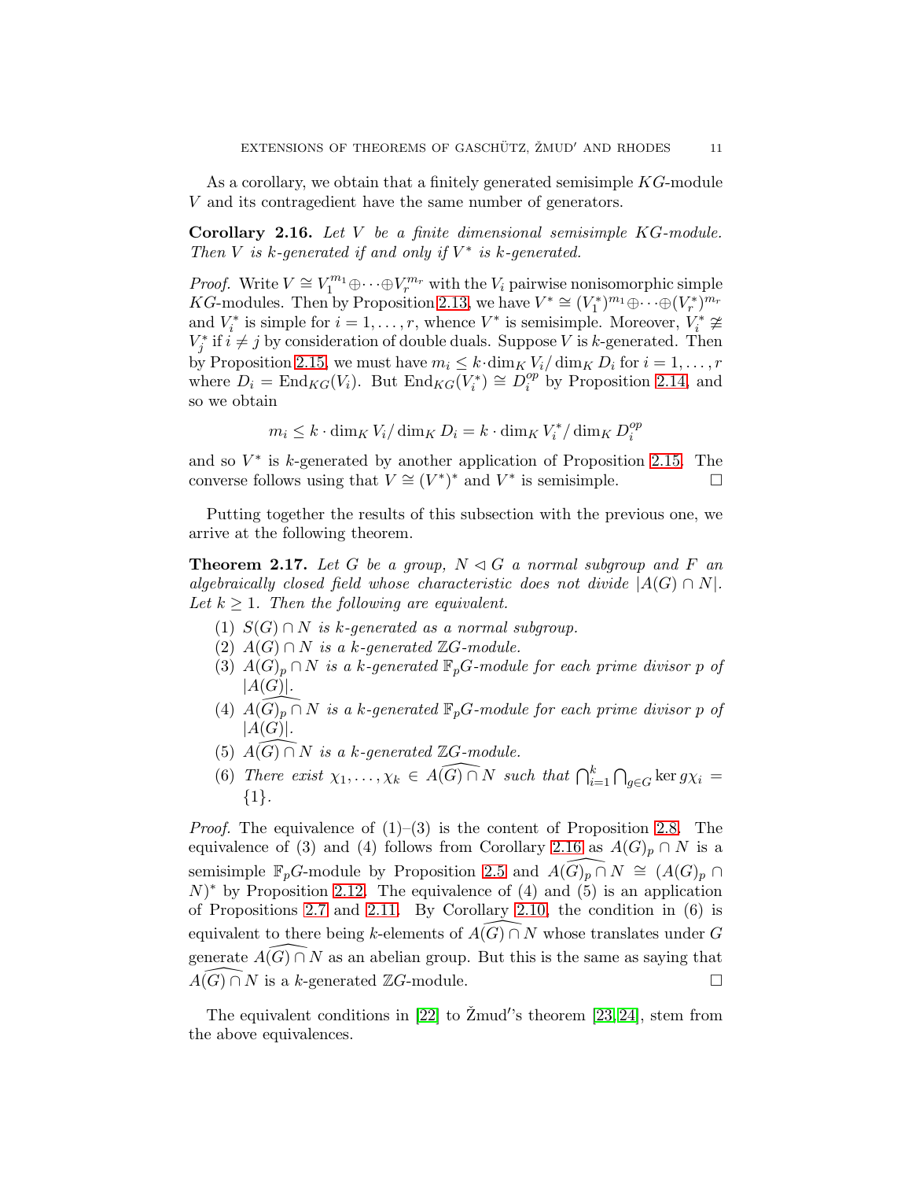As a corollary, we obtain that a finitely generated semisimple $KG$-module $V$ and its contragedient have the same number of generators.

**Corollary 2.16.** *Let $V$ be a finite dimensional semisimple $KG$-module. Then $V$ is $k$-generated if and only if $V^*$ is $k$-generated.*

*Proof.* Write $V \cong V_1^{m_1} \oplus \cdots \oplus V_r^{m_r}$ with the $V_i$ pairwise nonisomorphic simple $KG$-modules. Then by Proposition 2.13, we have $V^* \cong (V_1^*)^{m_1} \oplus \cdots \oplus (V_r^*)^{m_r}$ and $V_i^*$ is simple for $i = 1, \ldots, r$, whence $V^*$ is semisimple. Moreover, $V_i^* \ncong V_j^*$ if $i \neq j$ by consideration of double duals. Suppose $V$ is $k$-generated. Then by Proposition 2.15, we must have $m_i \leq k \cdot \dim_K V_i / \dim_K D_i$ for $i = 1, \ldots, r$ where $D_i = \mathrm{End}_{KG}(V_i)$. But $\mathrm{End}_{KG}(V_i^*) \cong D_i^{op}$ by Proposition 2.14, and so we obtain

$$m_i \leq k \cdot \dim_K V_i / \dim_K D_i = k \cdot \dim_K V_i^* / \dim_K D_i^{op}$$

and so $V^*$ is $k$-generated by another application of Proposition 2.15. The converse follows using that $V \cong (V^*)^*$ and $V^*$ is semisimple. $\square$

Putting together the results of this subsection with the previous one, we arrive at the following theorem.

**Theorem 2.17.** *Let $G$ be a group, $N \lhd G$ a normal subgroup and $F$ an algebraically closed field whose characteristic does not divide $|A(G) \cap N|$. Let $k \geq 1$. Then the following are equivalent.*

1. *$S(G) \cap N$ is $k$-generated as a normal subgroup.*
2. *$A(G) \cap N$ is a $k$-generated $\mathbb{Z}G$-module.*
3. *$A(G)_p \cap N$ is a $k$-generated $\mathbb{F}_p G$-module for each prime divisor $p$ of $|A(G)|$.*
4. *$\widehat{A(G)_p \cap N}$ is a $k$-generated $\mathbb{F}_p G$-module for each prime divisor $p$ of $|A(G)|$.*
5. *$\widehat{A(G) \cap N}$ is a $k$-generated $\mathbb{Z}G$-module.*
6. *There exist $\chi_1, \ldots, \chi_k \in \widehat{A(G) \cap N}$ such that $\bigcap_{i=1}^k \bigcap_{g \in G} \ker g\chi_i = \{1\}$.*

*Proof.* The equivalence of (1)–(3) is the content of Proposition 2.8. The equivalence of (3) and (4) follows from Corollary 2.16 as $A(G)_p \cap N$ is a semisimple $\mathbb{F}_p G$-module by Proposition 2.5 and $\widehat{A(G)_p \cap N} \cong (A(G)_p \cap N)^*$ by Proposition 2.12. The equivalence of (4) and (5) is an application of Propositions 2.7 and 2.11. By Corollary 2.10, the condition in (6) is equivalent to there being $k$-elements of $\widehat{A(G) \cap N}$ whose translates under $G$ generate $\widehat{A(G) \cap N}$ as an abelian group. But this is the same as saying that $\widehat{A(G) \cap N}$ is a $k$-generated $\mathbb{Z}G$-module. $\square$

The equivalent conditions in [22] to Žmud′'s theorem [23, 24], stem from the above equivalences.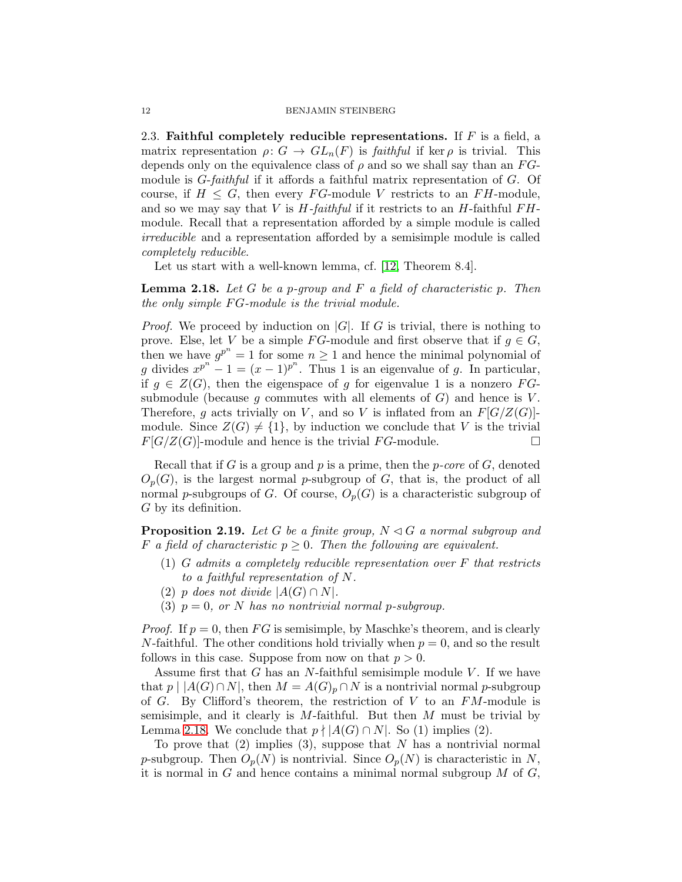### 2.3. **Faithful completely reducible representations.**

If $F$ is a field, a matrix representation $\rho\colon G \to GL_n(F)$ is *faithful* if $\ker \rho$ is trivial. This depends only on the equivalence class of $\rho$ and so we shall say than an $FG$-module is *$G$-faithful* if it affords a faithful matrix representation of $G$. Of course, if $H \leq G$, then every $FG$-module $V$ restricts to an $FH$-module, and so we may say that $V$ is *$H$-faithful* if it restricts to an $H$-faithful $FH$-module. Recall that a representation afforded by a simple module is called *irreducible* and a representation afforded by a semisimple module is called *completely reducible*.

Let us start with a well-known lemma, cf. [12, Theorem 8.4].

**Lemma 2.18.** *Let $G$ be a $p$-group and $F$ a field of characteristic $p$. Then the only simple $FG$-module is the trivial module.*

*Proof.* We proceed by induction on $|G|$. If $G$ is trivial, there is nothing to prove. Else, let $V$ be a simple $FG$-module and first observe that if $g \in G$, then we have $g^{p^n} = 1$ for some $n \geq 1$ and hence the minimal polynomial of $g$ divides $x^{p^n} - 1 = (x-1)^{p^n}$. Thus 1 is an eigenvalue of $g$. In particular, if $g \in Z(G)$, then the eigenspace of $g$ for eigenvalue 1 is a nonzero $FG$-submodule (because $g$ commutes with all elements of $G$) and hence is $V$. Therefore, $g$ acts trivially on $V$, and so $V$ is inflated from an $F[G/Z(G)]$-module. Since $Z(G) \neq \{1\}$, by induction we conclude that $V$ is the trivial $F[G/Z(G)]$-module and hence is the trivial $FG$-module. $\square$

Recall that if $G$ is a group and $p$ is a prime, then the *$p$-core* of $G$, denoted $O_p(G)$, is the largest normal $p$-subgroup of $G$, that is, the product of all normal $p$-subgroups of $G$. Of course, $O_p(G)$ is a characteristic subgroup of $G$ by its definition.

**Proposition 2.19.** *Let $G$ be a finite group, $N \lhd G$ a normal subgroup and $F$ a field of characteristic $p \geq 0$. Then the following are equivalent.*

1. *$G$ admits a completely reducible representation over $F$ that restricts to a faithful representation of $N$.*
2. *$p$ does not divide $|A(G) \cap N|$.*
3. *$p = 0$, or $N$ has no nontrivial normal $p$-subgroup.*

*Proof.* If $p = 0$, then $FG$ is semisimple, by Maschke's theorem, and is clearly $N$-faithful. The other conditions hold trivially when $p = 0$, and so the result follows in this case. Suppose from now on that $p > 0$.

Assume first that $G$ has an $N$-faithful semisimple module $V$. If we have that $p \mid |A(G) \cap N|$, then $M = A(G)_p \cap N$ is a nontrivial normal $p$-subgroup of $G$. By Clifford's theorem, the restriction of $V$ to an $FM$-module is semisimple, and it clearly is $M$-faithful. But then $M$ must be trivial by Lemma 2.18. We conclude that $p \nmid |A(G) \cap N|$. So (1) implies (2).

To prove that (2) implies (3), suppose that $N$ has a nontrivial normal $p$-subgroup. Then $O_p(N)$ is nontrivial. Since $O_p(N)$ is characteristic in $N$, it is normal in $G$ and hence contains a minimal normal subgroup $M$ of $G$,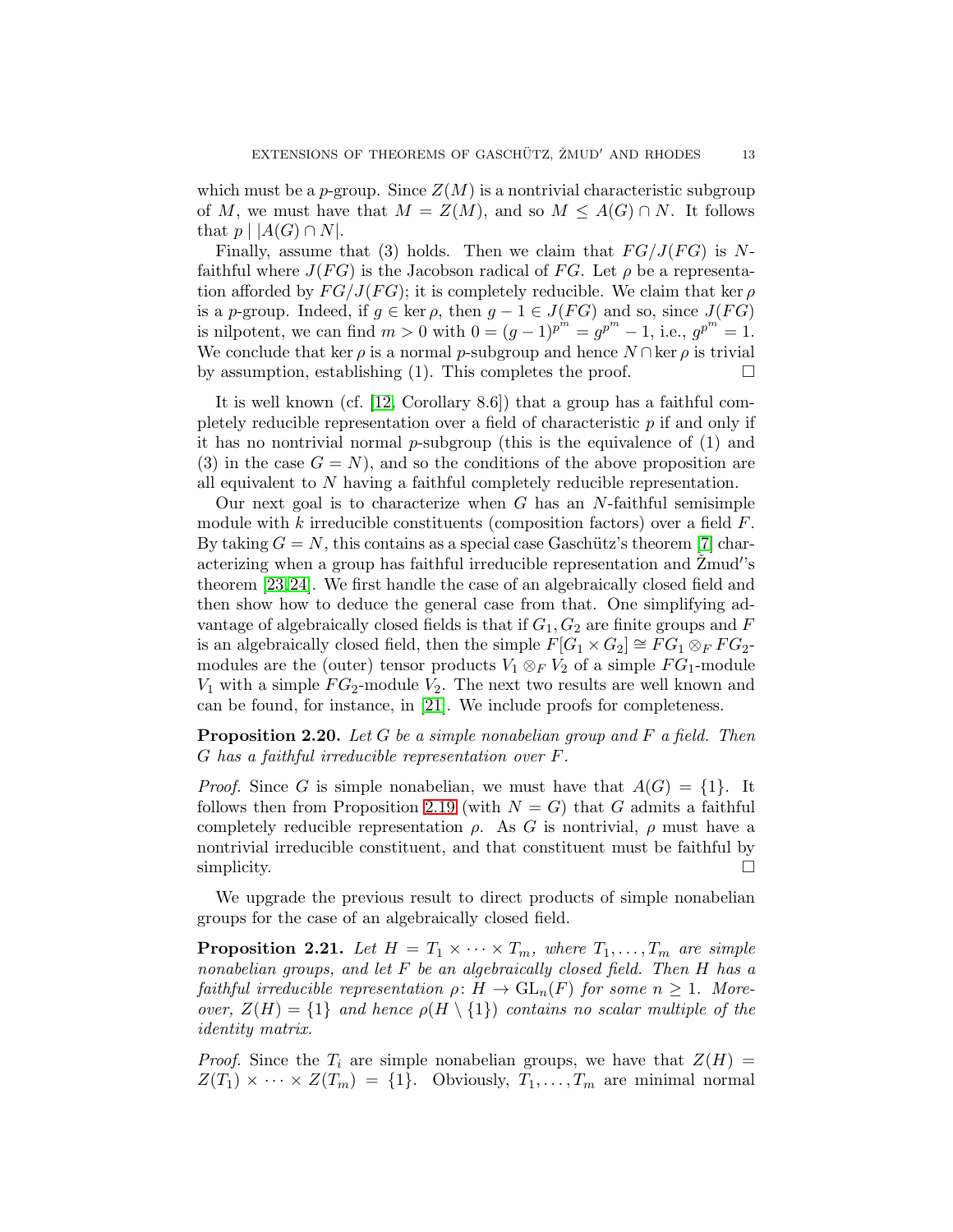which must be a $p$-group. Since $Z(M)$ is a nontrivial characteristic subgroup of $M$, we must have that $M = Z(M)$, and so $M \leq A(G) \cap N$. It follows that $p \mid |A(G) \cap N|$.

Finally, assume that (3) holds. Then we claim that $FG/J(FG)$ is $N$-faithful where $J(FG)$ is the Jacobson radical of $FG$. Let $\rho$ be a representation afforded by $FG/J(FG)$; it is completely reducible. We claim that $\ker \rho$ is a $p$-group. Indeed, if $g \in \ker \rho$, then $g - 1 \in J(FG)$ and so, since $J(FG)$ is nilpotent, we can find $m > 0$ with $0 = (g-1)^{p^m} = g^{p^m} - 1$, i.e., $g^{p^m} = 1$. We conclude that $\ker \rho$ is a normal $p$-subgroup and hence $N \cap \ker \rho$ is trivial by assumption, establishing (1). This completes the proof. $\square$

It is well known (cf. [12, Corollary 8.6]) that a group has a faithful completely reducible representation over a field of characteristic $p$ if and only if it has no nontrivial normal $p$-subgroup (this is the equivalence of (1) and (3) in the case $G = N$), and so the conditions of the above proposition are all equivalent to $N$ having a faithful completely reducible representation.

Our next goal is to characterize when $G$ has an $N$-faithful semisimple module with $k$ irreducible constituents (composition factors) over a field $F$. By taking $G = N$, this contains as a special case Gaschütz's theorem [7] characterizing when a group has faithful irreducible representation and Žmud′'s theorem [23,24]. We first handle the case of an algebraically closed field and then show how to deduce the general case from that. One simplifying advantage of algebraically closed fields is that if $G_1, G_2$ are finite groups and $F$ is an algebraically closed field, then the simple $F[G_1 \times G_2] \cong FG_1 \otimes_F FG_2$-modules are the (outer) tensor products $V_1 \otimes_F V_2$ of a simple $FG_1$-module $V_1$ with a simple $FG_2$-module $V_2$. The next two results are well known and can be found, for instance, in [21]. We include proofs for completeness.

**Proposition 2.20.** *Let $G$ be a simple nonabelian group and $F$ a field. Then $G$ has a faithful irreducible representation over $F$.*

*Proof.* Since $G$ is simple nonabelian, we must have that $A(G) = \{1\}$. It follows then from Proposition 2.19 (with $N = G$) that $G$ admits a faithful completely reducible representation $\rho$. As $G$ is nontrivial, $\rho$ must have a nontrivial irreducible constituent, and that constituent must be faithful by simplicity. $\square$

We upgrade the previous result to direct products of simple nonabelian groups for the case of an algebraically closed field.

**Proposition 2.21.** *Let $H = T_1 \times \cdots \times T_m$, where $T_1, \ldots, T_m$ are simple nonabelian groups, and let $F$ be an algebraically closed field. Then $H$ has a faithful irreducible representation $\rho\colon H \to \mathrm{GL}_n(F)$ for some $n \geq 1$. Moreover, $Z(H) = \{1\}$ and hence $\rho(H \setminus \{1\})$ contains no scalar multiple of the identity matrix.*

*Proof.* Since the $T_i$ are simple nonabelian groups, we have that $Z(H) = Z(T_1) \times \cdots \times Z(T_m) = \{1\}$. Obviously, $T_1, \ldots, T_m$ are minimal normal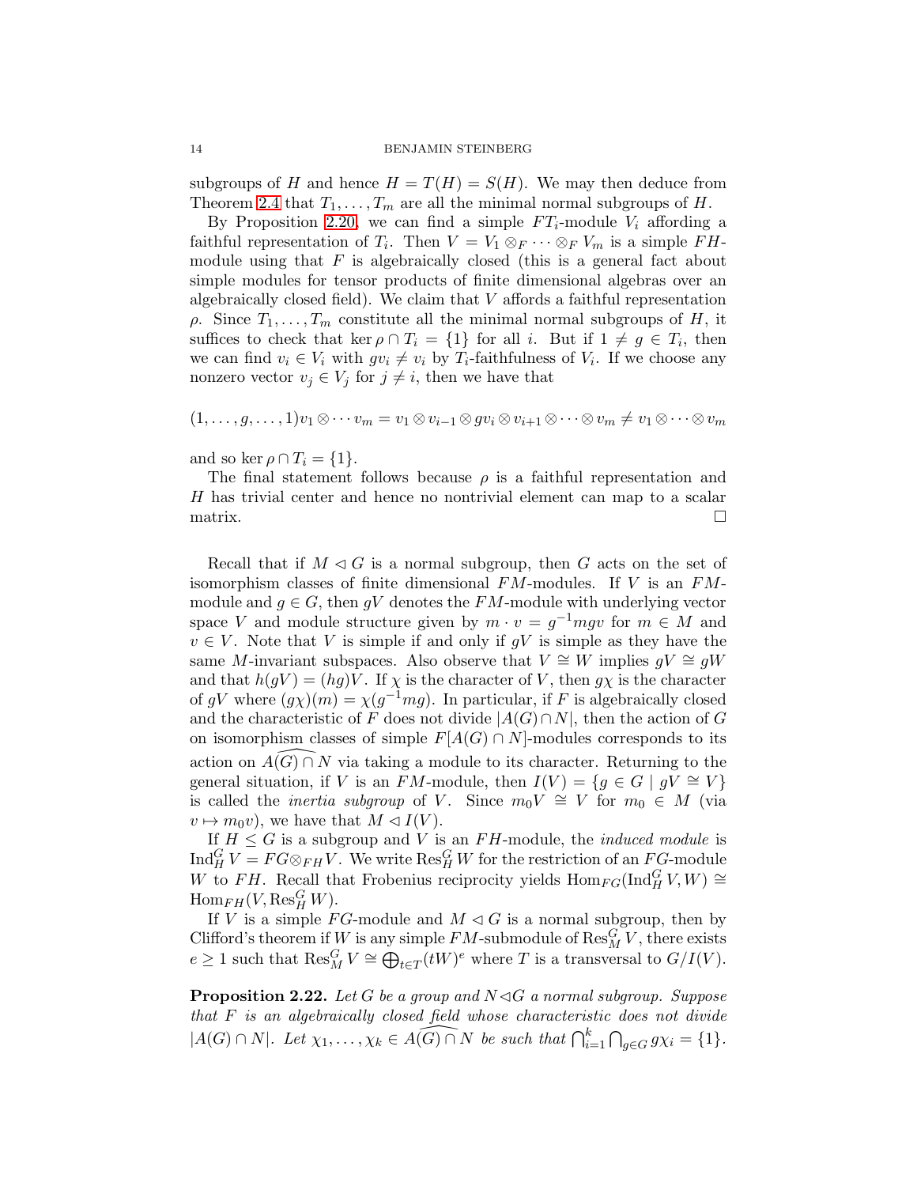subgroups of $H$ and hence $H = T(H) = S(H)$. We may then deduce from Theorem 2.4 that $T_1, \ldots, T_m$ are all the minimal normal subgroups of $H$.

By Proposition 2.20, we can find a simple $FT_i$-module $V_i$ affording a faithful representation of $T_i$. Then $V = V_1 \otimes_F \cdots \otimes_F V_m$ is a simple $FH$-module using that $F$ is algebraically closed (this is a general fact about simple modules for tensor products of finite dimensional algebras over an algebraically closed field). We claim that $V$ affords a faithful representation $\rho$. Since $T_1, \ldots, T_m$ constitute all the minimal normal subgroups of $H$, it suffices to check that $\ker \rho \cap T_i = \{1\}$ for all $i$. But if $1 \neq g \in T_i$, then we can find $v_i \in V_i$ with $gv_i \neq v_i$ by $T_i$-faithfulness of $V_i$. If we choose any nonzero vector $v_j \in V_j$ for $j \neq i$, then we have that

$$(1, \ldots, g, \ldots, 1)v_1 \otimes \cdots v_m = v_1 \otimes v_{i-1} \otimes gv_i \otimes v_{i+1} \otimes \cdots \otimes v_m \neq v_1 \otimes \cdots \otimes v_m$$

and so $\ker \rho \cap T_i = \{1\}$.

The final statement follows because $\rho$ is a faithful representation and $H$ has trivial center and hence no nontrivial element can map to a scalar matrix. $\square$

Recall that if $M \lhd G$ is a normal subgroup, then $G$ acts on the set of isomorphism classes of finite dimensional $FM$-modules. If $V$ is an $FM$-module and $g \in G$, then $gV$ denotes the $FM$-module with underlying vector space $V$ and module structure given by $m \cdot v = g^{-1}mgv$ for $m \in M$ and $v \in V$. Note that $V$ is simple if and only if $gV$ is simple as they have the same $M$-invariant subspaces. Also observe that $V \cong W$ implies $gV \cong gW$ and that $h(gV) = (hg)V$. If $\chi$ is the character of $V$, then $g\chi$ is the character of $gV$ where $(g\chi)(m) = \chi(g^{-1}mg)$. In particular, if $F$ is algebraically closed and the characteristic of $F$ does not divide $|A(G) \cap N|$, then the action of $G$ on isomorphism classes of simple $F[A(G) \cap N]$-modules corresponds to its action on $\widehat{A(G) \cap N}$ via taking a module to its character. Returning to the general situation, if $V$ is an $FM$-module, then $I(V) = \{g \in G \mid gV \cong V\}$ is called the *inertia subgroup* of $V$. Since $m_0V \cong V$ for $m_0 \in M$ (via $v \mapsto m_0v$), we have that $M \lhd I(V)$.

If $H \leq G$ is a subgroup and $V$ is an $FH$-module, the *induced module* is $\mathrm{Ind}_H^G V = FG \otimes_{FH} V$. We write $\mathrm{Res}_H^G W$ for the restriction of an $FG$-module $W$ to $FH$. Recall that Frobenius reciprocity yields $\mathrm{Hom}_{FG}(\mathrm{Ind}_H^G V, W) \cong \mathrm{Hom}_{FH}(V, \mathrm{Res}_H^G W)$.

If $V$ is a simple $FG$-module and $M \lhd G$ is a normal subgroup, then by Clifford's theorem if $W$ is any simple $FM$-submodule of $\mathrm{Res}_M^G V$, there exists $e \geq 1$ such that $\mathrm{Res}_M^G V \cong \bigoplus_{t \in T} (tW)^e$ where $T$ is a transversal to $G/I(V)$.

**Proposition 2.22.** *Let $G$ be a group and $N \lhd G$ a normal subgroup. Suppose that $F$ is an algebraically closed field whose characteristic does not divide $|A(G) \cap N|$. Let $\chi_1, \ldots, \chi_k \in \widehat{A(G) \cap N}$ be such that $\bigcap_{i=1}^k \bigcap_{g \in G} g\chi_i = \{1\}$.*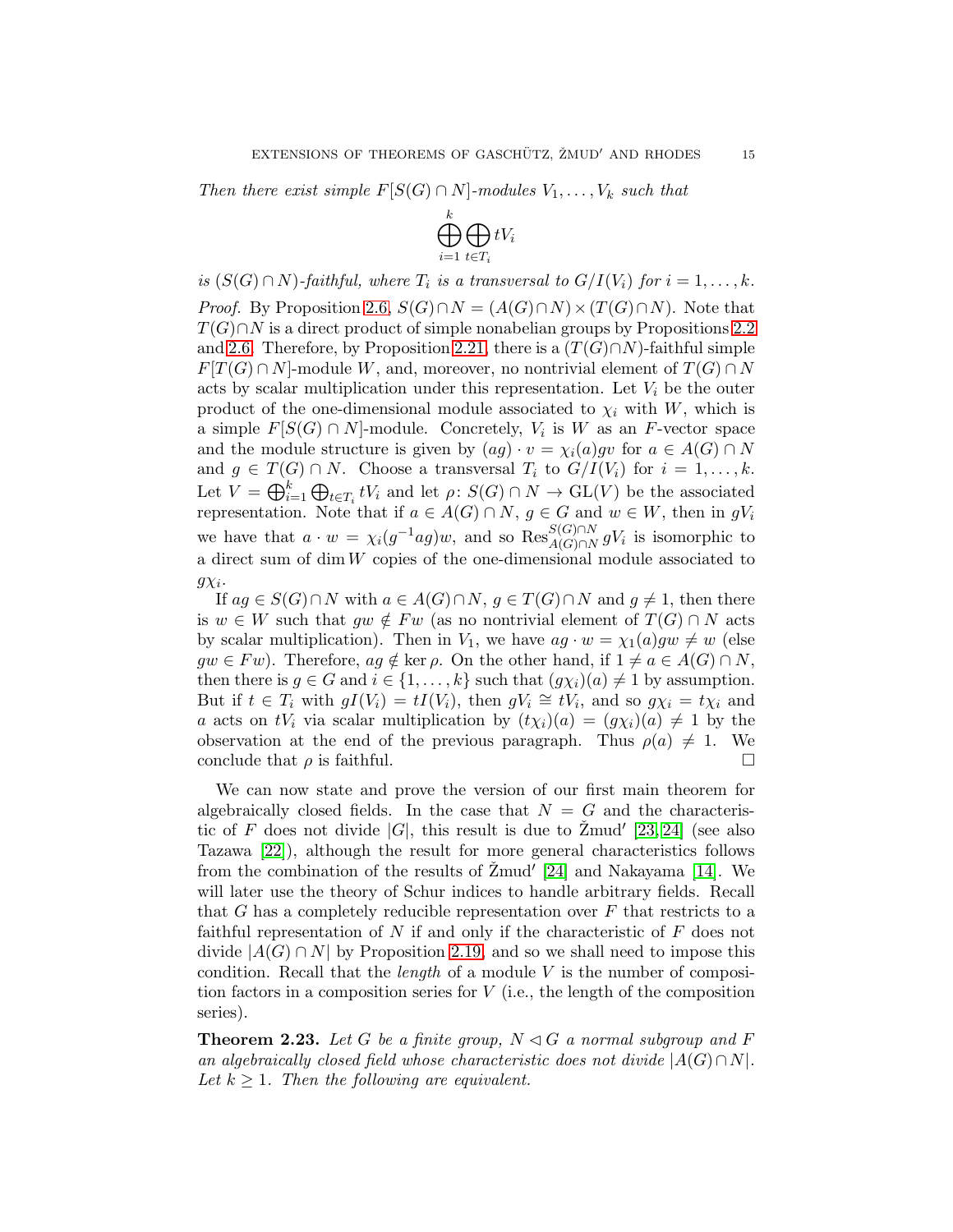*Then there exist simple $F[S(G) \cap N]$-modules $V_1, \ldots, V_k$ such that*

$$\bigoplus_{i=1}^{k} \bigoplus_{t \in T_i} tV_i$$

*is $(S(G) \cap N)$-faithful, where $T_i$ is a transversal to $G/I(V_i)$ for $i = 1, \ldots, k$.*

*Proof.* By Proposition 2.6, $S(G) \cap N = (A(G) \cap N) \times (T(G) \cap N)$. Note that $T(G) \cap N$ is a direct product of simple nonabelian groups by Propositions 2.2 and 2.6. Therefore, by Proposition 2.21, there is a $(T(G) \cap N)$-faithful simple $F[T(G) \cap N]$-module $W$, and, moreover, no nontrivial element of $T(G) \cap N$ acts by scalar multiplication under this representation. Let $V_i$ be the outer product of the one-dimensional module associated to $\chi_i$ with $W$, which is a simple $F[S(G) \cap N]$-module. Concretely, $V_i$ is $W$ as an $F$-vector space and the module structure is given by $(ag) \cdot v = \chi_i(a)gv$ for $a \in A(G) \cap N$ and $g \in T(G) \cap N$. Choose a transversal $T_i$ to $G/I(V_i)$ for $i = 1, \ldots, k$. Let $V = \bigoplus_{i=1}^{k} \bigoplus_{t \in T_i} tV_i$ and let $\rho \colon S(G) \cap N \to \mathrm{GL}(V)$ be the associated representation. Note that if $a \in A(G) \cap N$, $g \in G$ and $w \in W$, then in $gV_i$ we have that $a \cdot w = \chi_i(g^{-1}ag)w$, and so $\mathrm{Res}^{S(G)\cap N}_{A(G)\cap N} gV_i$ is isomorphic to a direct sum of $\dim W$ copies of the one-dimensional module associated to $g\chi_i$.

If $ag \in S(G) \cap N$ with $a \in A(G) \cap N$, $g \in T(G) \cap N$ and $g \neq 1$, then there is $w \in W$ such that $gw \notin Fw$ (as no nontrivial element of $T(G) \cap N$ acts by scalar multiplication). Then in $V_1$, we have $ag \cdot w = \chi_1(a)gw \neq w$ (else $gw \in Fw$). Therefore, $ag \notin \ker \rho$. On the other hand, if $1 \neq a \in A(G) \cap N$, then there is $g \in G$ and $i \in \{1, \ldots, k\}$ such that $(g\chi_i)(a) \neq 1$ by assumption. But if $t \in T_i$ with $gI(V_i) = tI(V_i)$, then $gV_i \cong tV_i$, and so $g\chi_i = t\chi_i$ and $a$ acts on $tV_i$ via scalar multiplication by $(t\chi_i)(a) = (g\chi_i)(a) \neq 1$ by the observation at the end of the previous paragraph. Thus $\rho(a) \neq 1$. We conclude that $\rho$ is faithful. $\square$

We can now state and prove the version of our first main theorem for algebraically closed fields. In the case that $N = G$ and the characteristic of $F$ does not divide $|G|$, this result is due to Žmud′ [23, 24] (see also Tazawa [22]), although the result for more general characteristics follows from the combination of the results of Žmud′ [24] and Nakayama [14]. We will later use the theory of Schur indices to handle arbitrary fields. Recall that $G$ has a completely reducible representation over $F$ that restricts to a faithful representation of $N$ if and only if the characteristic of $F$ does not divide $|A(G) \cap N|$ by Proposition 2.19, and so we shall need to impose this condition. Recall that the *length* of a module $V$ is the number of composition factors in a composition series for $V$ (i.e., the length of the composition series).

**Theorem 2.23.** *Let $G$ be a finite group, $N \lhd G$ a normal subgroup and $F$ an algebraically closed field whose characteristic does not divide $|A(G) \cap N|$. Let $k \geq 1$. Then the following are equivalent.*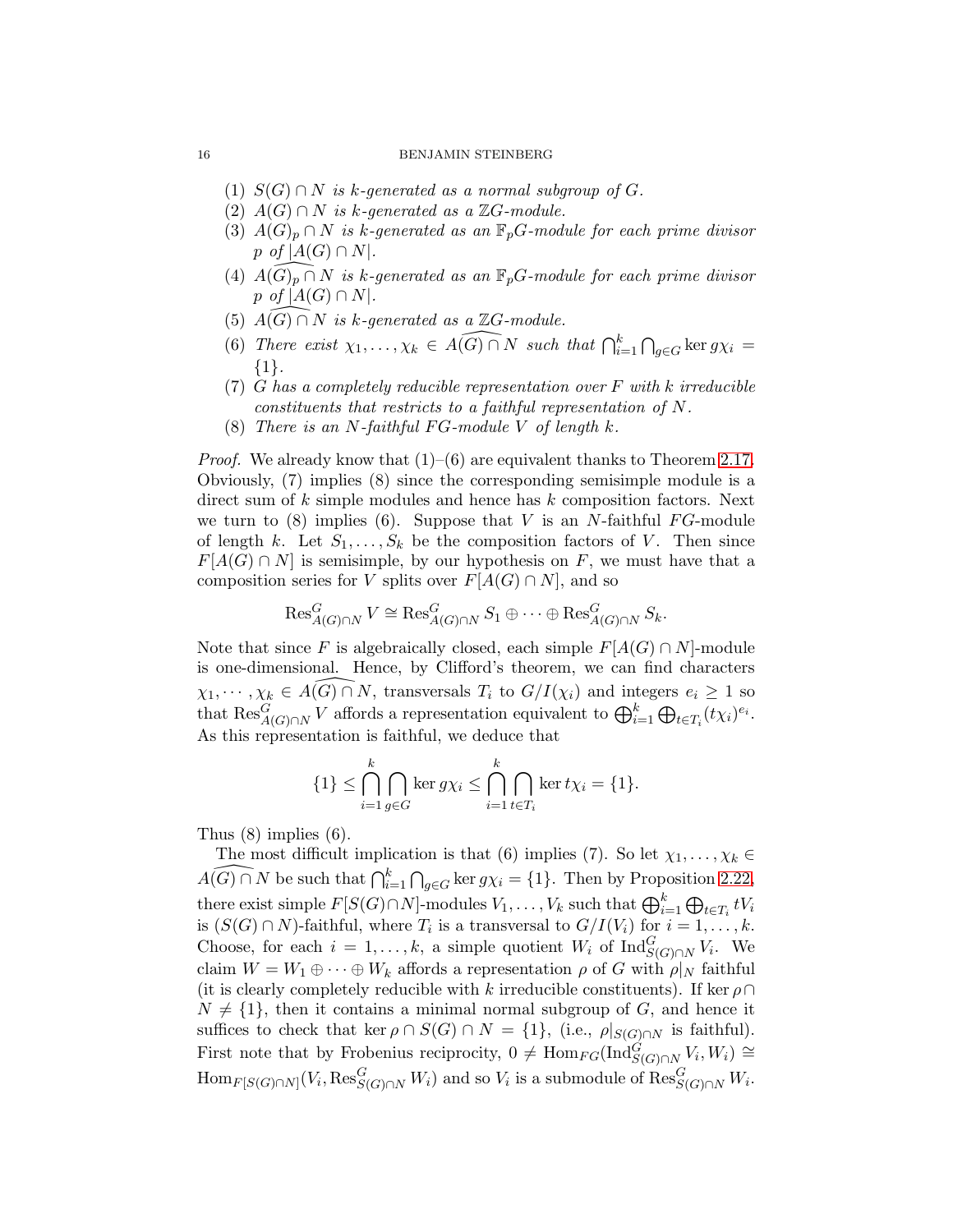(1) *$S(G) \cap N$ is $k$-generated as a normal subgroup of $G$.*
(2) *$A(G) \cap N$ is $k$-generated as a $\mathbb{Z}G$-module.*
(3) *$A(G)_p \cap N$ is $k$-generated as an $\mathbb{F}_pG$-module for each prime divisor $p$ of $|A(G) \cap N|$.*
(4) *$\widehat{A(G)_p \cap N}$ is $k$-generated as an $\mathbb{F}_pG$-module for each prime divisor $p$ of $|A(G) \cap N|$.*
(5) *$\widehat{A(G) \cap N}$ is $k$-generated as a $\mathbb{Z}G$-module.*
(6) *There exist $\chi_1, \ldots, \chi_k \in \widehat{A(G) \cap N}$ such that $\bigcap_{i=1}^k \bigcap_{g\in G} \ker g\chi_i = \{1\}$.*
(7) *$G$ has a completely reducible representation over $F$ with $k$ irreducible constituents that restricts to a faithful representation of $N$.*
(8) *There is an $N$-faithful $FG$-module $V$ of length $k$.*

*Proof.* We already know that (1)–(6) are equivalent thanks to Theorem 2.17. Obviously, (7) implies (8) since the corresponding semisimple module is a direct sum of $k$ simple modules and hence has $k$ composition factors. Next we turn to (8) implies (6). Suppose that $V$ is an $N$-faithful $FG$-module of length $k$. Let $S_1, \ldots, S_k$ be the composition factors of $V$. Then since $F[A(G) \cap N]$ is semisimple, by our hypothesis on $F$, we must have that a composition series for $V$ splits over $F[A(G) \cap N]$, and so

$$\mathrm{Res}^G_{A(G)\cap N} V \cong \mathrm{Res}^G_{A(G)\cap N} S_1 \oplus \cdots \oplus \mathrm{Res}^G_{A(G)\cap N} S_k.$$

Note that since $F$ is algebraically closed, each simple $F[A(G) \cap N]$-module is one-dimensional. Hence, by Clifford's theorem, we can find characters $\chi_1, \cdots, \chi_k \in \widehat{A(G) \cap N}$, transversals $T_i$ to $G/I(\chi_i)$ and integers $e_i \geq 1$ so that $\mathrm{Res}^G_{A(G)\cap N} V$ affords a representation equivalent to $\bigoplus_{i=1}^k \bigoplus_{t\in T_i} (t\chi_i)^{e_i}$. As this representation is faithful, we deduce that

$$\{1\} \leq \bigcap_{i=1}^k \bigcap_{g\in G} \ker g\chi_i \leq \bigcap_{i=1}^k \bigcap_{t\in T_i} \ker t\chi_i = \{1\}.$$

Thus (8) implies (6).

The most difficult implication is that (6) implies (7). So let $\chi_1, \ldots, \chi_k \in \widehat{A(G) \cap N}$ be such that $\bigcap_{i=1}^k \bigcap_{g\in G} \ker g\chi_i = \{1\}$. Then by Proposition 2.22, there exist simple $F[S(G)\cap N]$-modules $V_1, \ldots, V_k$ such that $\bigoplus_{i=1}^k \bigoplus_{t\in T_i} tV_i$ is $(S(G) \cap N)$-faithful, where $T_i$ is a transversal to $G/I(V_i)$ for $i = 1, \ldots, k$. Choose, for each $i = 1, \ldots, k$, a simple quotient $W_i$ of $\mathrm{Ind}^G_{S(G)\cap N} V_i$. We claim $W = W_1 \oplus \cdots \oplus W_k$ affords a representation $\rho$ of $G$ with $\rho|_N$ faithful (it is clearly completely reducible with $k$ irreducible constituents). If $\ker \rho \cap N \neq \{1\}$, then it contains a minimal normal subgroup of $G$, and hence it suffices to check that $\ker \rho \cap S(G) \cap N = \{1\}$, (i.e., $\rho|_{S(G)\cap N}$ is faithful). First note that by Frobenius reciprocity, $0 \neq \mathrm{Hom}_{FG}(\mathrm{Ind}^G_{S(G)\cap N} V_i, W_i) \cong \mathrm{Hom}_{F[S(G)\cap N]}(V_i, \mathrm{Res}^G_{S(G)\cap N} W_i)$ and so $V_i$ is a submodule of $\mathrm{Res}^G_{S(G)\cap N} W_i$.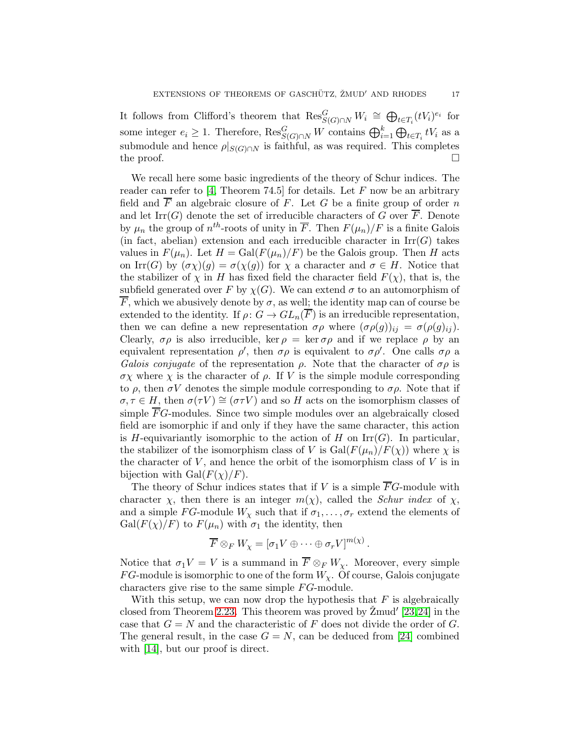It follows from Clifford's theorem that $\operatorname{Res}^G_{S(G)\cap N} W_i \cong \bigoplus_{t\in T_i}(tV_i)^{e_i}$ for some integer $e_i \geq 1$. Therefore, $\operatorname{Res}^G_{S(G)\cap N} W$ contains $\bigoplus_{i=1}^k \bigoplus_{t\in T_i} tV_i$ as a submodule and hence $\rho|_{S(G)\cap N}$ is faithful, as was required. This completes the proof. $\square$

We recall here some basic ingredients of the theory of Schur indices. The reader can refer to [4, Theorem 74.5] for details. Let $F$ now be an arbitrary field and $\overline{F}$ an algebraic closure of $F$. Let $G$ be a finite group of order $n$ and let $\operatorname{Irr}(G)$ denote the set of irreducible characters of $G$ over $\overline{F}$. Denote by $\mu_n$ the group of $n^{th}$-roots of unity in $\overline{F}$. Then $F(\mu_n)/F$ is a finite Galois (in fact, abelian) extension and each irreducible character in $\operatorname{Irr}(G)$ takes values in $F(\mu_n)$. Let $H = \operatorname{Gal}(F(\mu_n)/F)$ be the Galois group. Then $H$ acts on $\operatorname{Irr}(G)$ by $(\sigma\chi)(g) = \sigma(\chi(g))$ for $\chi$ a character and $\sigma \in H$. Notice that the stabilizer of $\chi$ in $H$ has fixed field the character field $F(\chi)$, that is, the subfield generated over $F$ by $\chi(G)$. We can extend $\sigma$ to an automorphism of $\overline{F}$, which we abusively denote by $\sigma$, as well; the identity map can of course be extended to the identity. If $\rho\colon G \to GL_n(\overline{F})$ is an irreducible representation, then we can define a new representation $\sigma\rho$ where $(\sigma\rho(g))_{ij} = \sigma(\rho(g)_{ij})$. Clearly, $\sigma\rho$ is also irreducible, $\ker\rho = \ker\sigma\rho$ and if we replace $\rho$ by an equivalent representation $\rho'$, then $\sigma\rho$ is equivalent to $\sigma\rho'$. One calls $\sigma\rho$ a *Galois conjugate* of the representation $\rho$. Note that the character of $\sigma\rho$ is $\sigma\chi$ where $\chi$ is the character of $\rho$. If $V$ is the simple module corresponding to $\rho$, then $\sigma V$ denotes the simple module corresponding to $\sigma\rho$. Note that if $\sigma, \tau \in H$, then $\sigma(\tau V) \cong (\sigma\tau V)$ and so $H$ acts on the isomorphism classes of simple $\overline{F}G$-modules. Since two simple modules over an algebraically closed field are isomorphic if and only if they have the same character, this action is $H$-equivariantly isomorphic to the action of $H$ on $\operatorname{Irr}(G)$. In particular, the stabilizer of the isomorphism class of $V$ is $\operatorname{Gal}(F(\mu_n)/F(\chi))$ where $\chi$ is the character of $V$, and hence the orbit of the isomorphism class of $V$ is in bijection with $\operatorname{Gal}(F(\chi)/F)$.

The theory of Schur indices states that if $V$ is a simple $\overline{F}G$-module with character $\chi$, then there is an integer $m(\chi)$, called the *Schur index* of $\chi$, and a simple $FG$-module $W_\chi$ such that if $\sigma_1, \ldots, \sigma_r$ extend the elements of $\operatorname{Gal}(F(\chi)/F)$ to $F(\mu_n)$ with $\sigma_1$ the identity, then

$$\overline{F} \otimes_F W_\chi = [\sigma_1 V \oplus \cdots \oplus \sigma_r V]^{m(\chi)}.$$

Notice that $\sigma_1 V = V$ is a summand in $\overline{F} \otimes_F W_\chi$. Moreover, every simple $FG$-module is isomorphic to one of the form $W_\chi$. Of course, Galois conjugate characters give rise to the same simple $FG$-module.

With this setup, we can now drop the hypothesis that $F$ is algebraically closed from Theorem 2.23. This theorem was proved by Žmud′ [23,24] in the case that $G = N$ and the characteristic of $F$ does not divide the order of $G$. The general result, in the case $G = N$, can be deduced from [24] combined with [14], but our proof is direct.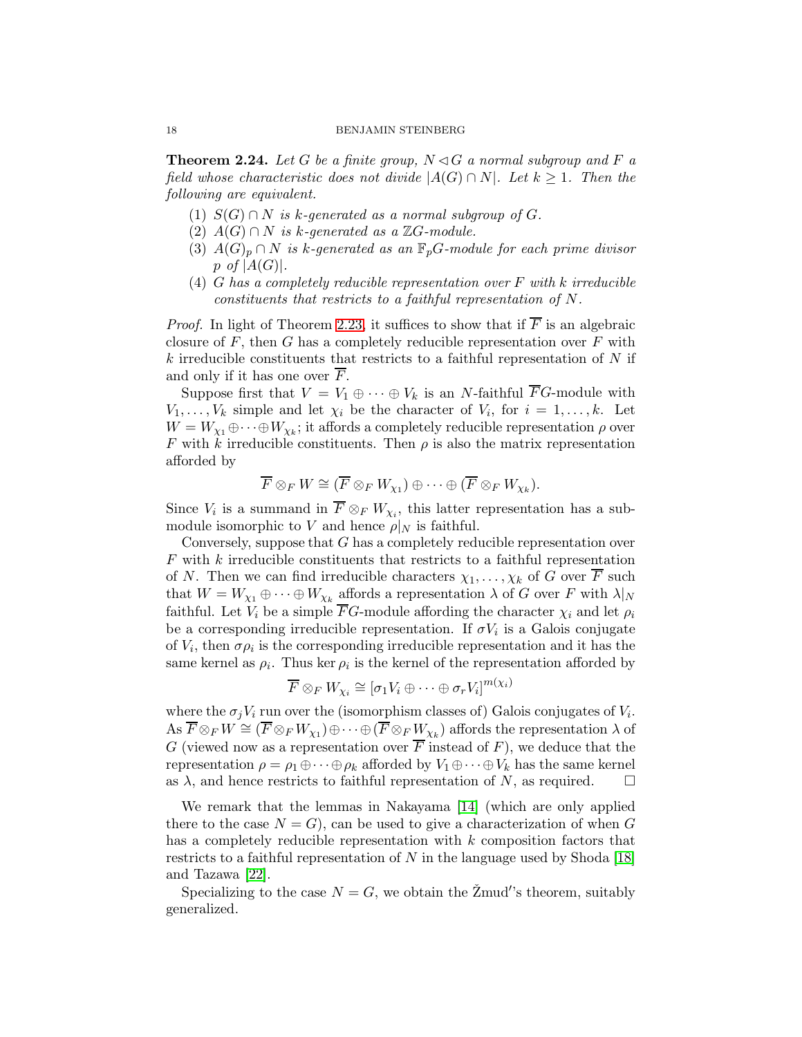**Theorem 2.24.** *Let $G$ be a finite group, $N \lhd G$ a normal subgroup and $F$ a field whose characteristic does not divide $|A(G) \cap N|$. Let $k \geq 1$. Then the following are equivalent.*

1. *$S(G) \cap N$ is $k$-generated as a normal subgroup of $G$.*
2. *$A(G) \cap N$ is $k$-generated as a $\mathbb{Z}G$-module.*
3. *$A(G)_p \cap N$ is $k$-generated as an $\mathbb{F}_pG$-module for each prime divisor $p$ of $|A(G)|$.*
4. *$G$ has a completely reducible representation over $F$ with $k$ irreducible constituents that restricts to a faithful representation of $N$.*

*Proof.* In light of Theorem 2.23, it suffices to show that if $\overline{F}$ is an algebraic closure of $F$, then $G$ has a completely reducible representation over $F$ with $k$ irreducible constituents that restricts to a faithful representation of $N$ if and only if it has one over $\overline{F}$.

Suppose first that $V = V_1 \oplus \cdots \oplus V_k$ is an $N$-faithful $\overline{F}G$-module with $V_1, \ldots, V_k$ simple and let $\chi_i$ be the character of $V_i$, for $i = 1, \ldots, k$. Let $W = W_{\chi_1} \oplus \cdots \oplus W_{\chi_k}$; it affords a completely reducible representation $\rho$ over $F$ with $k$ irreducible constituents. Then $\rho$ is also the matrix representation afforded by

$$\overline{F} \otimes_F W \cong (\overline{F} \otimes_F W_{\chi_1}) \oplus \cdots \oplus (\overline{F} \otimes_F W_{\chi_k}).$$

Since $V_i$ is a summand in $\overline{F} \otimes_F W_{\chi_i}$, this latter representation has a submodule isomorphic to $V$ and hence $\rho|_N$ is faithful.

Conversely, suppose that $G$ has a completely reducible representation over $F$ with $k$ irreducible constituents that restricts to a faithful representation of $N$. Then we can find irreducible characters $\chi_1, \ldots, \chi_k$ of $G$ over $\overline{F}$ such that $W = W_{\chi_1} \oplus \cdots \oplus W_{\chi_k}$ affords a representation $\lambda$ of $G$ over $F$ with $\lambda|_N$ faithful. Let $V_i$ be a simple $\overline{F}G$-module affording the character $\chi_i$ and let $\rho_i$ be a corresponding irreducible representation. If $\sigma V_i$ is a Galois conjugate of $V_i$, then $\sigma\rho_i$ is the corresponding irreducible representation and it has the same kernel as $\rho_i$. Thus $\ker \rho_i$ is the kernel of the representation afforded by

$$\overline{F} \otimes_F W_{\chi_i} \cong [\sigma_1 V_i \oplus \cdots \oplus \sigma_r V_i]^{m(\chi_i)}$$

where the $\sigma_j V_i$ run over the (isomorphism classes of) Galois conjugates of $V_i$. As $\overline{F} \otimes_F W \cong (\overline{F} \otimes_F W_{\chi_1}) \oplus \cdots \oplus (\overline{F} \otimes_F W_{\chi_k})$ affords the representation $\lambda$ of $G$ (viewed now as a representation over $\overline{F}$ instead of $F$), we deduce that the representation $\rho = \rho_1 \oplus \cdots \oplus \rho_k$ afforded by $V_1 \oplus \cdots \oplus V_k$ has the same kernel as $\lambda$, and hence restricts to faithful representation of $N$, as required. $\square$

We remark that the lemmas in Nakayama [14] (which are only applied there to the case $N = G$), can be used to give a characterization of when $G$ has a completely reducible representation with $k$ composition factors that restricts to a faithful representation of $N$ in the language used by Shoda [18] and Tazawa [22].

Specializing to the case $N = G$, we obtain the Žmud′'s theorem, suitably generalized.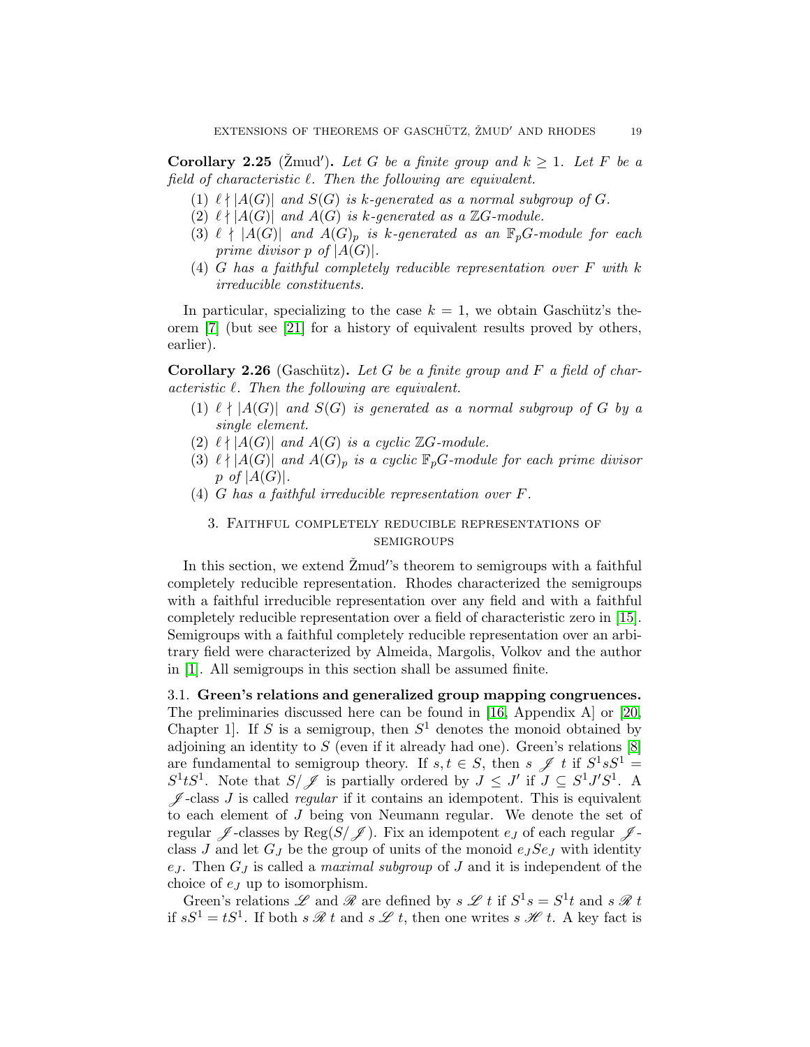**Corollary 2.25** (Žmud′)**.** *Let $G$ be a finite group and $k \geq 1$. Let $F$ be a field of characteristic $\ell$. Then the following are equivalent.*

1. *$\ell \nmid |A(G)|$ and $S(G)$ is $k$-generated as a normal subgroup of $G$.*
2. *$\ell \nmid |A(G)|$ and $A(G)$ is $k$-generated as a $\mathbb{Z}G$-module.*
3. *$\ell \nmid |A(G)|$ and $A(G)_p$ is $k$-generated as an $\mathbb{F}_pG$-module for each prime divisor $p$ of $|A(G)|$.*
4. *$G$ has a faithful completely reducible representation over $F$ with $k$ irreducible constituents.*

In particular, specializing to the case $k = 1$, we obtain Gaschütz's theorem [7] (but see [21] for a history of equivalent results proved by others, earlier).

**Corollary 2.26** (Gaschütz)**.** *Let $G$ be a finite group and $F$ a field of characteristic $\ell$. Then the following are equivalent.*

1. *$\ell \nmid |A(G)|$ and $S(G)$ is generated as a normal subgroup of $G$ by a single element.*
2. *$\ell \nmid |A(G)|$ and $A(G)$ is a cyclic $\mathbb{Z}G$-module.*
3. *$\ell \nmid |A(G)|$ and $A(G)_p$ is a cyclic $\mathbb{F}_pG$-module for each prime divisor $p$ of $|A(G)|$.*
4. *$G$ has a faithful irreducible representation over $F$.*

## 3. Faithful completely reducible representations of semigroups

In this section, we extend Žmud′'s theorem to semigroups with a faithful completely reducible representation. Rhodes characterized the semigroups with a faithful irreducible representation over any field and with a faithful completely reducible representation over a field of characteristic zero in [15]. Semigroups with a faithful completely reducible representation over an arbitrary field were characterized by Almeida, Margolis, Volkov and the author in [1]. All semigroups in this section shall be assumed finite.

### 3.1. Green's relations and generalized group mapping congruences.

The preliminaries discussed here can be found in [16, Appendix A] or [20, Chapter 1]. If $S$ is a semigroup, then $S^1$ denotes the monoid obtained by adjoining an identity to $S$ (even if it already had one). Green's relations [8] are fundamental to semigroup theory. If $s, t \in S$, then $s \mathrel{\mathscr{J}} t$ if $S^1sS^1 = S^1tS^1$. Note that $S/\mathscr{J}$ is partially ordered by $J \leq J'$ if $J \subseteq S^1J'S^1$. A $\mathscr{J}$-class $J$ is called *regular* if it contains an idempotent. This is equivalent to each element of $J$ being von Neumann regular. We denote the set of regular $\mathscr{J}$-classes by $\mathrm{Reg}(S/\mathscr{J})$. Fix an idempotent $e_J$ of each regular $\mathscr{J}$-class $J$ and let $G_J$ be the group of units of the monoid $e_JSe_J$ with identity $e_J$. Then $G_J$ is called a *maximal subgroup* of $J$ and it is independent of the choice of $e_J$ up to isomorphism.

Green's relations $\mathscr{L}$ and $\mathscr{R}$ are defined by $s \mathrel{\mathscr{L}} t$ if $S^1s = S^1t$ and $s \mathrel{\mathscr{R}} t$ if $sS^1 = tS^1$. If both $s \mathrel{\mathscr{R}} t$ and $s \mathrel{\mathscr{L}} t$, then one writes $s \mathrel{\mathscr{H}} t$. A key fact is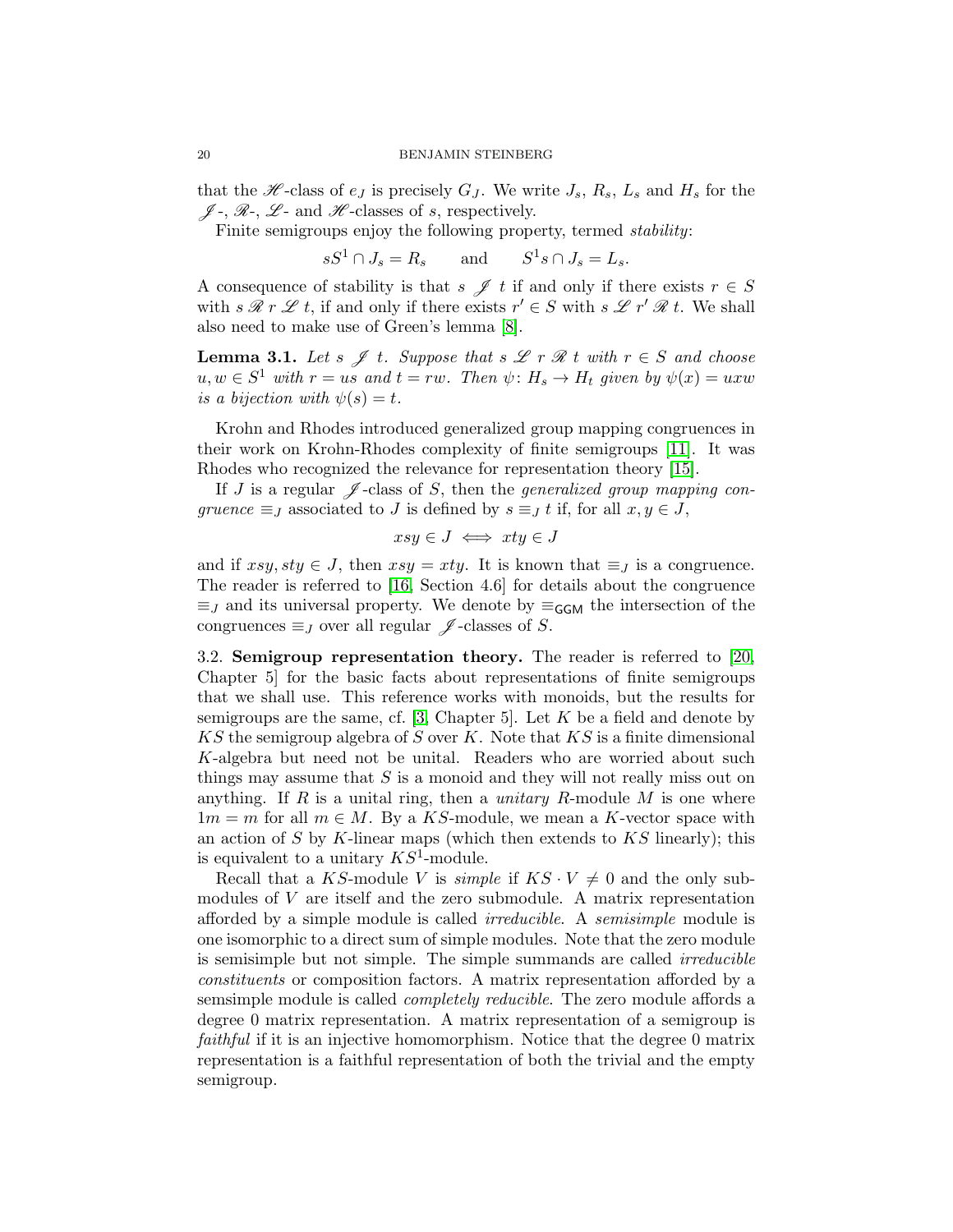that the $\mathscr{H}$-class of $e_J$ is precisely $G_J$. We write $J_s$, $R_s$, $L_s$ and $H_s$ for the $\mathscr{J}$-, $\mathscr{R}$-, $\mathscr{L}$- and $\mathscr{H}$-classes of $s$, respectively.

Finite semigroups enjoy the following property, termed *stability*:

$$sS^1 \cap J_s = R_s \qquad \text{and} \qquad S^1 s \cap J_s = L_s.$$

A consequence of stability is that $s \mathrel{\mathscr{J}} t$ if and only if there exists $r \in S$ with $s \mathrel{\mathscr{R}} r \mathrel{\mathscr{L}} t$, if and only if there exists $r' \in S$ with $s \mathrel{\mathscr{L}} r' \mathrel{\mathscr{R}} t$. We shall also need to make use of Green's lemma [8].

**Lemma 3.1.** *Let $s \mathrel{\mathscr{J}} t$. Suppose that $s \mathrel{\mathscr{L}} r \mathrel{\mathscr{R}} t$ with $r \in S$ and choose $u, w \in S^1$ with $r = us$ and $t = rw$. Then $\psi\colon H_s \to H_t$ given by $\psi(x) = uxw$ is a bijection with $\psi(s) = t$.*

Krohn and Rhodes introduced generalized group mapping congruences in their work on Krohn-Rhodes complexity of finite semigroups [11]. It was Rhodes who recognized the relevance for representation theory [15].

If $J$ is a regular $\mathscr{J}$-class of $S$, then the *generalized group mapping congruence* $\equiv_J$ associated to $J$ is defined by $s \equiv_J t$ if, for all $x, y \in J$,

$$xsy \in J \iff xty \in J$$

and if $xsy, sty \in J$, then $xsy = xty$. It is known that $\equiv_J$ is a congruence. The reader is referred to [16, Section 4.6] for details about the congruence $\equiv_J$ and its universal property. We denote by $\equiv_{\mathsf{GGM}}$ the intersection of the congruences $\equiv_J$ over all regular $\mathscr{J}$-classes of $S$.

3.2. **Semigroup representation theory.** The reader is referred to [20, Chapter 5] for the basic facts about representations of finite semigroups that we shall use. This reference works with monoids, but the results for semigroups are the same, cf. [3, Chapter 5]. Let $K$ be a field and denote by $KS$ the semigroup algebra of $S$ over $K$. Note that $KS$ is a finite dimensional $K$-algebra but need not be unital. Readers who are worried about such things may assume that $S$ is a monoid and they will not really miss out on anything. If $R$ is a unital ring, then a *unitary* $R$-module $M$ is one where $1m = m$ for all $m \in M$. By a $KS$-module, we mean a $K$-vector space with an action of $S$ by $K$-linear maps (which then extends to $KS$ linearly); this is equivalent to a unitary $KS^1$-module.

Recall that a $KS$-module $V$ is *simple* if $KS \cdot V \neq 0$ and the only submodules of $V$ are itself and the zero submodule. A matrix representation afforded by a simple module is called *irreducible*. A *semisimple* module is one isomorphic to a direct sum of simple modules. Note that the zero module is semisimple but not simple. The simple summands are called *irreducible constituents* or composition factors. A matrix representation afforded by a semsimple module is called *completely reducible*. The zero module affords a degree 0 matrix representation. A matrix representation of a semigroup is *faithful* if it is an injective homomorphism. Notice that the degree 0 matrix representation is a faithful representation of both the trivial and the empty semigroup.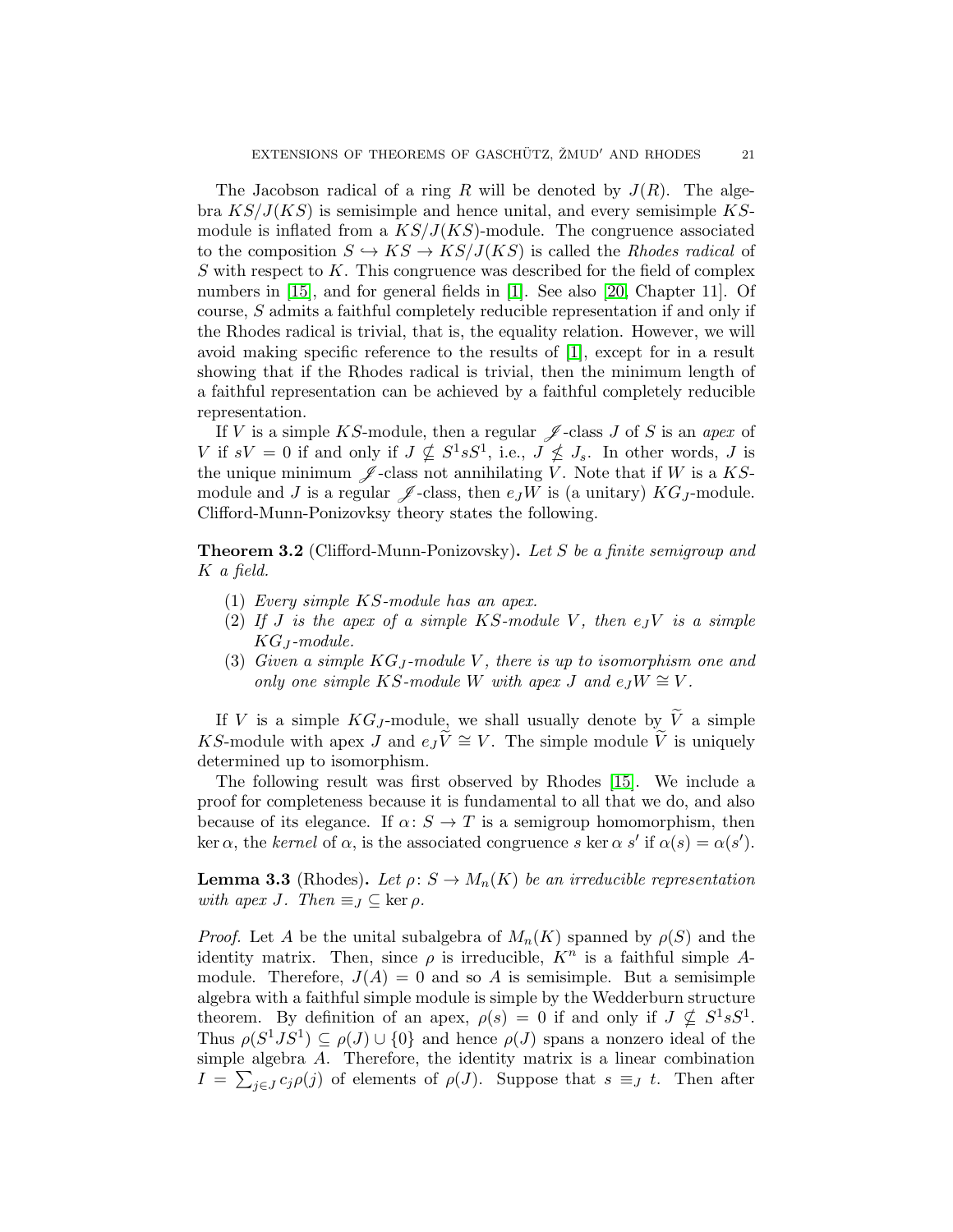The Jacobson radical of a ring $R$ will be denoted by $J(R)$. The algebra $KS/J(KS)$ is semisimple and hence unital, and every semisimple $KS$-module is inflated from a $KS/J(KS)$-module. The congruence associated to the composition $S \hookrightarrow KS \to KS/J(KS)$ is called the *Rhodes radical* of $S$ with respect to $K$. This congruence was described for the field of complex numbers in [15], and for general fields in [1]. See also [20, Chapter 11]. Of course, $S$ admits a faithful completely reducible representation if and only if the Rhodes radical is trivial, that is, the equality relation. However, we will avoid making specific reference to the results of [1], except for in a result showing that if the Rhodes radical is trivial, then the minimum length of a faithful representation can be achieved by a faithful completely reducible representation.

If $V$ is a simple $KS$-module, then a regular $\mathscr{J}$-class $J$ of $S$ is an *apex* of $V$ if $sV = 0$ if and only if $J \nsubseteq S^1 s S^1$, i.e., $J \nleq J_s$. In other words, $J$ is the unique minimum $\mathscr{J}$-class not annihilating $V$. Note that if $W$ is a $KS$-module and $J$ is a regular $\mathscr{J}$-class, then $e_J W$ is (a unitary) $KG_J$-module. Clifford-Munn-Ponizovksy theory states the following.

**Theorem 3.2** (Clifford-Munn-Ponizovsky). *Let $S$ be a finite semigroup and $K$ a field.*

1. *Every simple $KS$-module has an apex.*
2. *If $J$ is the apex of a simple $KS$-module $V$, then $e_J V$ is a simple $KG_J$-module.*
3. *Given a simple $KG_J$-module $V$, there is up to isomorphism one and only one simple $KS$-module $W$ with apex $J$ and $e_J W \cong V$.*

If $V$ is a simple $KG_J$-module, we shall usually denote by $\widetilde{V}$ a simple $KS$-module with apex $J$ and $e_J\widetilde{V} \cong V$. The simple module $\widetilde{V}$ is uniquely determined up to isomorphism.

The following result was first observed by Rhodes [15]. We include a proof for completeness because it is fundamental to all that we do, and also because of its elegance. If $\alpha\colon S \to T$ is a semigroup homomorphism, then $\ker \alpha$, the *kernel* of $\alpha$, is the associated congruence $s \ker\alpha\; s'$ if $\alpha(s) = \alpha(s')$.

**Lemma 3.3** (Rhodes). *Let $\rho\colon S \to M_n(K)$ be an irreducible representation with apex $J$. Then $\equiv_J \subseteq \ker \rho$.*

*Proof.* Let $A$ be the unital subalgebra of $M_n(K)$ spanned by $\rho(S)$ and the identity matrix. Then, since $\rho$ is irreducible, $K^n$ is a faithful simple $A$-module. Therefore, $J(A) = 0$ and so $A$ is semisimple. But a semisimple algebra with a faithful simple module is simple by the Wedderburn structure theorem. By definition of an apex, $\rho(s) = 0$ if and only if $J \nsubseteq S^1 s S^1$. Thus $\rho(S^1 J S^1) \subseteq \rho(J) \cup \{0\}$ and hence $\rho(J)$ spans a nonzero ideal of the simple algebra $A$. Therefore, the identity matrix is a linear combination $I = \sum_{j\in J} c_j \rho(j)$ of elements of $\rho(J)$. Suppose that $s \equiv_J t$. Then after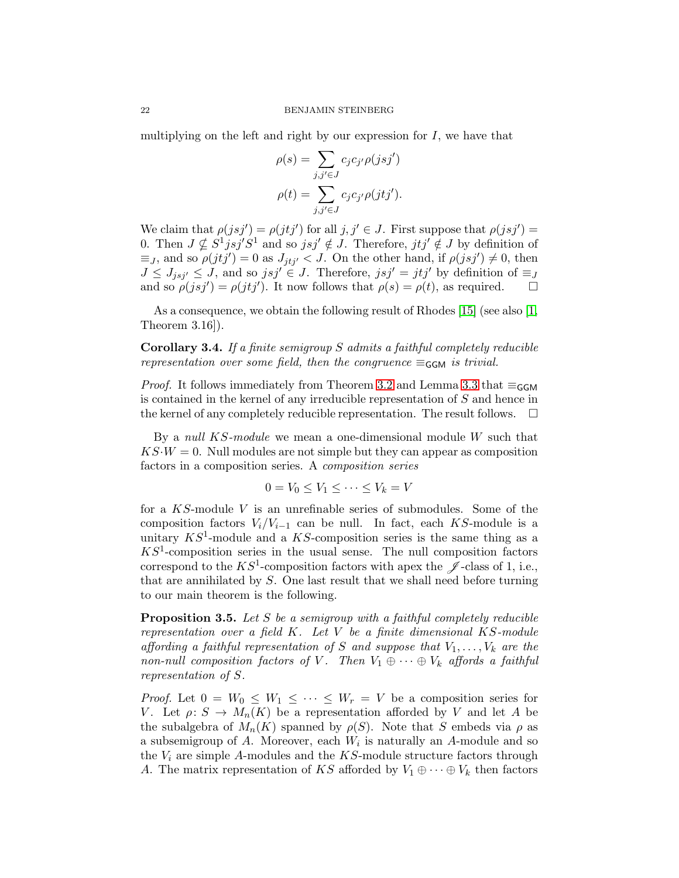multiplying on the left and right by our expression for $I$, we have that

$$\rho(s) = \sum_{j,j' \in J} c_j c_{j'} \rho(jsj')$$
$$\rho(t) = \sum_{j,j' \in J} c_j c_{j'} \rho(jtj').$$

We claim that $\rho(jsj') = \rho(jtj')$ for all $j, j' \in J$. First suppose that $\rho(jsj') = 0$. Then $J \nsubseteq S^1 jsj' S^1$ and so $jsj' \notin J$. Therefore, $jtj' \notin J$ by definition of $\equiv_J$, and so $\rho(jtj') = 0$ as $J_{jtj'} < J$. On the other hand, if $\rho(jsj') \neq 0$, then $J \leq J_{jsj'} \leq J$, and so $jsj' \in J$. Therefore, $jsj' = jtj'$ by definition of $\equiv_J$ and so $\rho(jsj') = \rho(jtj')$. It now follows that $\rho(s) = \rho(t)$, as required. □

As a consequence, we obtain the following result of Rhodes [15] (see also [1, Theorem 3.16]).

**Corollary 3.4.** *If a finite semigroup $S$ admits a faithful completely reducible representation over some field, then the congruence $\equiv_{\mathsf{GGM}}$ is trivial.*

*Proof.* It follows immediately from Theorem 3.2 and Lemma 3.3 that $\equiv_{\mathsf{GGM}}$ is contained in the kernel of any irreducible representation of $S$ and hence in the kernel of any completely reducible representation. The result follows. □

By a *null $KS$-module* we mean a one-dimensional module $W$ such that $KS{\cdot}W = 0$. Null modules are not simple but they can appear as composition factors in a composition series. A *composition series*

$$0 = V_0 \leq V_1 \leq \cdots \leq V_k = V$$

for a $KS$-module $V$ is an unrefinable series of submodules. Some of the composition factors $V_i/V_{i-1}$ can be null. In fact, each $KS$-module is a unitary $KS^1$-module and a $KS$-composition series is the same thing as a $KS^1$-composition series in the usual sense. The null composition factors correspond to the $KS^1$-composition factors with apex the $\mathscr{J}$-class of 1, i.e., that are annihilated by $S$. One last result that we shall need before turning to our main theorem is the following.

**Proposition 3.5.** *Let $S$ be a semigroup with a faithful completely reducible representation over a field $K$. Let $V$ be a finite dimensional $KS$-module affording a faithful representation of $S$ and suppose that $V_1, \ldots, V_k$ are the non-null composition factors of $V$. Then $V_1 \oplus \cdots \oplus V_k$ affords a faithful representation of $S$.*

*Proof.* Let $0 = W_0 \leq W_1 \leq \cdots \leq W_r = V$ be a composition series for $V$. Let $\rho\colon S \to M_n(K)$ be a representation afforded by $V$ and let $A$ be the subalgebra of $M_n(K)$ spanned by $\rho(S)$. Note that $S$ embeds via $\rho$ as a subsemigroup of $A$. Moreover, each $W_i$ is naturally an $A$-module and so the $V_i$ are simple $A$-modules and the $KS$-module structure factors through $A$. The matrix representation of $KS$ afforded by $V_1 \oplus \cdots \oplus V_k$ then factors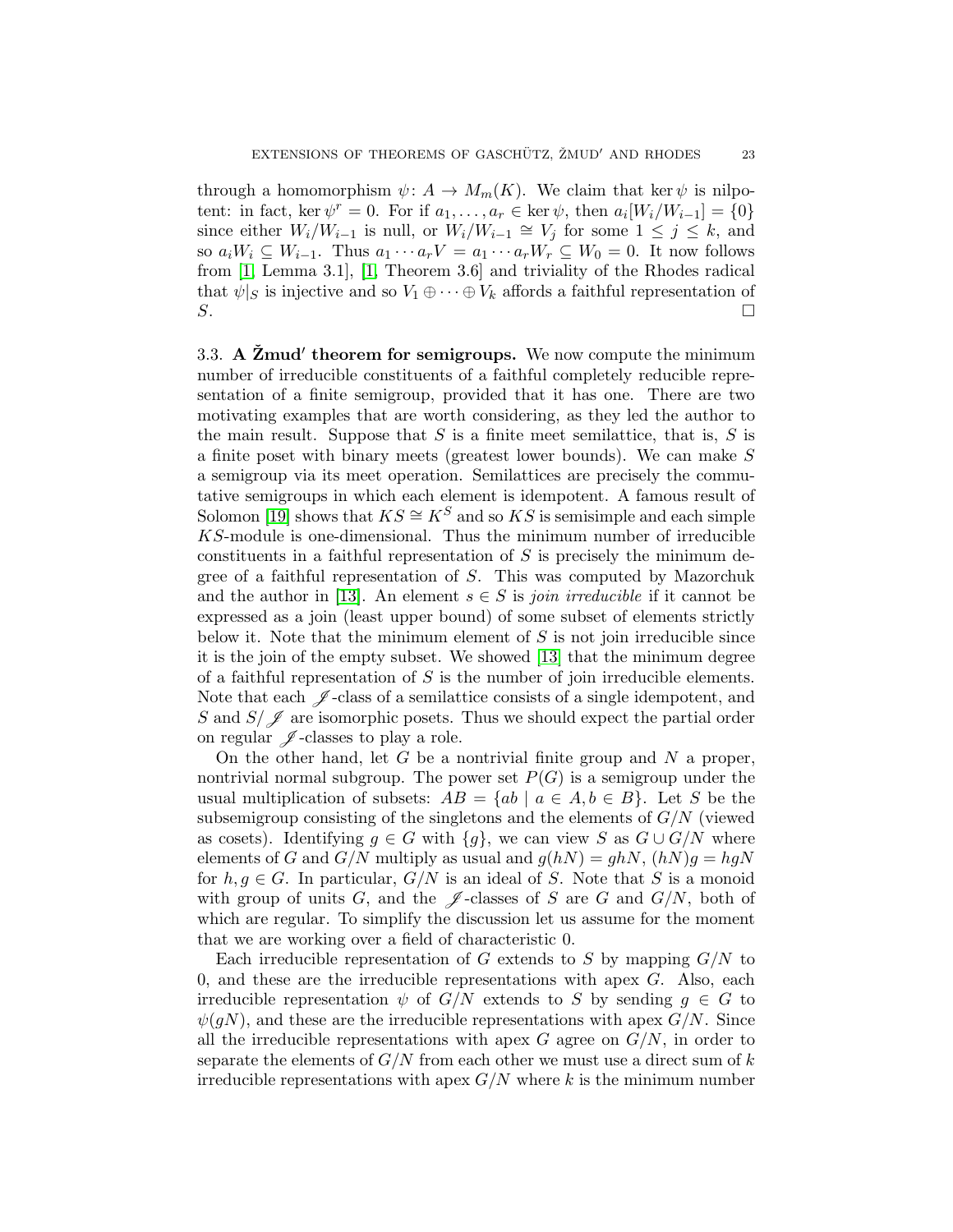through a homomorphism $\psi\colon A \to M_m(K)$. We claim that $\ker\psi$ is nilpotent: in fact, $\ker\psi^r = 0$. For if $a_1, \ldots, a_r \in \ker\psi$, then $a_i[W_i/W_{i-1}] = \{0\}$ since either $W_i/W_{i-1}$ is null, or $W_i/W_{i-1} \cong V_j$ for some $1 \leq j \leq k$, and so $a_i W_i \subseteq W_{i-1}$. Thus $a_1 \cdots a_r V = a_1 \cdots a_r W_r \subseteq W_0 = 0$. It now follows from [1, Lemma 3.1], [1, Theorem 3.6] and triviality of the Rhodes radical that $\psi|_S$ is injective and so $V_1 \oplus \cdots \oplus V_k$ affords a faithful representation of $S$. $\square$

### 3.3. A Žmud′ theorem for semigroups.

We now compute the minimum number of irreducible constituents of a faithful completely reducible representation of a finite semigroup, provided that it has one. There are two motivating examples that are worth considering, as they led the author to the main result. Suppose that $S$ is a finite meet semilattice, that is, $S$ is a finite poset with binary meets (greatest lower bounds). We can make $S$ a semigroup via its meet operation. Semilattices are precisely the commutative semigroups in which each element is idempotent. A famous result of Solomon [19] shows that $KS \cong K^S$ and so $KS$ is semisimple and each simple $KS$-module is one-dimensional. Thus the minimum number of irreducible constituents in a faithful representation of $S$ is precisely the minimum degree of a faithful representation of $S$. This was computed by Mazorchuk and the author in [13]. An element $s \in S$ is *join irreducible* if it cannot be expressed as a join (least upper bound) of some subset of elements strictly below it. Note that the minimum element of $S$ is not join irreducible since it is the join of the empty subset. We showed [13] that the minimum degree of a faithful representation of $S$ is the number of join irreducible elements. Note that each $\mathscr{J}$-class of a semilattice consists of a single idempotent, and $S$ and $S/\mathscr{J}$ are isomorphic posets. Thus we should expect the partial order on regular $\mathscr{J}$-classes to play a role.

On the other hand, let $G$ be a nontrivial finite group and $N$ a proper, nontrivial normal subgroup. The power set $P(G)$ is a semigroup under the usual multiplication of subsets: $AB = \{ab \mid a \in A, b \in B\}$. Let $S$ be the subsemigroup consisting of the singletons and the elements of $G/N$ (viewed as cosets). Identifying $g \in G$ with $\{g\}$, we can view $S$ as $G \cup G/N$ where elements of $G$ and $G/N$ multiply as usual and $g(hN) = ghN$, $(hN)g = hgN$ for $h, g \in G$. In particular, $G/N$ is an ideal of $S$. Note that $S$ is a monoid with group of units $G$, and the $\mathscr{J}$-classes of $S$ are $G$ and $G/N$, both of which are regular. To simplify the discussion let us assume for the moment that we are working over a field of characteristic 0.

Each irreducible representation of $G$ extends to $S$ by mapping $G/N$ to 0, and these are the irreducible representations with apex $G$. Also, each irreducible representation $\psi$ of $G/N$ extends to $S$ by sending $g \in G$ to $\psi(gN)$, and these are the irreducible representations with apex $G/N$. Since all the irreducible representations with apex $G$ agree on $G/N$, in order to separate the elements of $G/N$ from each other we must use a direct sum of $k$ irreducible representations with apex $G/N$ where $k$ is the minimum number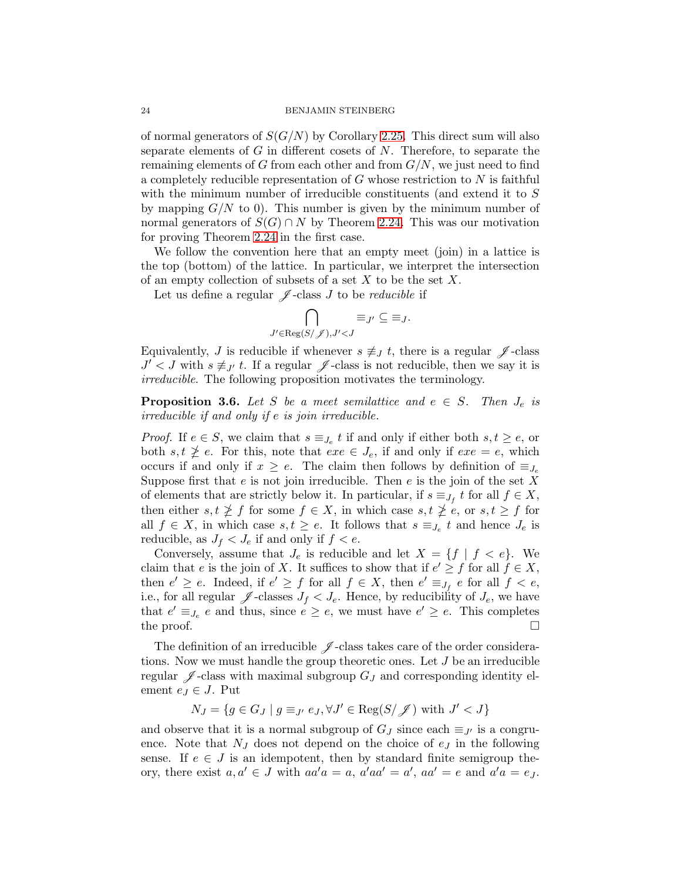of normal generators of $S(G/N)$ by Corollary 2.25. This direct sum will also separate elements of $G$ in different cosets of $N$. Therefore, to separate the remaining elements of $G$ from each other and from $G/N$, we just need to find a completely reducible representation of $G$ whose restriction to $N$ is faithful with the minimum number of irreducible constituents (and extend it to $S$ by mapping $G/N$ to 0). This number is given by the minimum number of normal generators of $S(G) \cap N$ by Theorem 2.24. This was our motivation for proving Theorem 2.24 in the first case.

We follow the convention here that an empty meet (join) in a lattice is the top (bottom) of the lattice. In particular, we interpret the intersection of an empty collection of subsets of a set $X$ to be the set $X$.

Let us define a regular $\mathscr{J}$-class $J$ to be *reducible* if

$$\bigcap_{J' \in \mathrm{Reg}(S/\mathscr{J}), J' < J} \equiv_{J'} \subseteq \equiv_J.$$

Equivalently, $J$ is reducible if whenever $s \not\equiv_J t$, there is a regular $\mathscr{J}$-class $J' < J$ with $s \not\equiv_{J'} t$. If a regular $\mathscr{J}$-class is not reducible, then we say it is *irreducible*. The following proposition motivates the terminology.

**Proposition 3.6.** *Let $S$ be a meet semilattice and $e \in S$. Then $J_e$ is irreducible if and only if $e$ is join irreducible.*

*Proof.* If $e \in S$, we claim that $s \equiv_{J_e} t$ if and only if either both $s, t \geq e$, or both $s, t \ngeq e$. For this, note that $exe \in J_e$, if and only if $exe = e$, which occurs if and only if $x \geq e$. The claim then follows by definition of $\equiv_{J_e}$ Suppose first that $e$ is not join irreducible. Then $e$ is the join of the set $X$ of elements that are strictly below it. In particular, if $s \equiv_{J_f} t$ for all $f \in X$, then either $s, t \ngeq f$ for some $f \in X$, in which case $s, t \ngeq e$, or $s, t \geq f$ for all $f \in X$, in which case $s, t \geq e$. It follows that $s \equiv_{J_e} t$ and hence $J_e$ is reducible, as $J_f < J_e$ if and only if $f < e$.

Conversely, assume that $J_e$ is reducible and let $X = \{f \mid f < e\}$. We claim that $e$ is the join of $X$. It suffices to show that if $e' \geq f$ for all $f \in X$, then $e' \geq e$. Indeed, if $e' \geq f$ for all $f \in X$, then $e' \equiv_{J_f} e$ for all $f < e$, i.e., for all regular $\mathscr{J}$-classes $J_f < J_e$. Hence, by reducibility of $J_e$, we have that $e' \equiv_{J_e} e$ and thus, since $e \geq e$, we must have $e' \geq e$. This completes the proof. $\square$

The definition of an irreducible $\mathscr{J}$-class takes care of the order considerations. Now we must handle the group theoretic ones. Let $J$ be an irreducible regular $\mathscr{J}$-class with maximal subgroup $G_J$ and corresponding identity element $e_J \in J$. Put

$$N_J = \{g \in G_J \mid g \equiv_{J'} e_J, \forall J' \in \mathrm{Reg}(S/\mathscr{J}) \text{ with } J' < J\}$$

and observe that it is a normal subgroup of $G_J$ since each $\equiv_{J'}$ is a congruence. Note that $N_J$ does not depend on the choice of $e_J$ in the following sense. If $e \in J$ is an idempotent, then by standard finite semigroup theory, there exist $a, a' \in J$ with $aa'a = a$, $a'aa' = a'$, $aa' = e$ and $a'a = e_J$.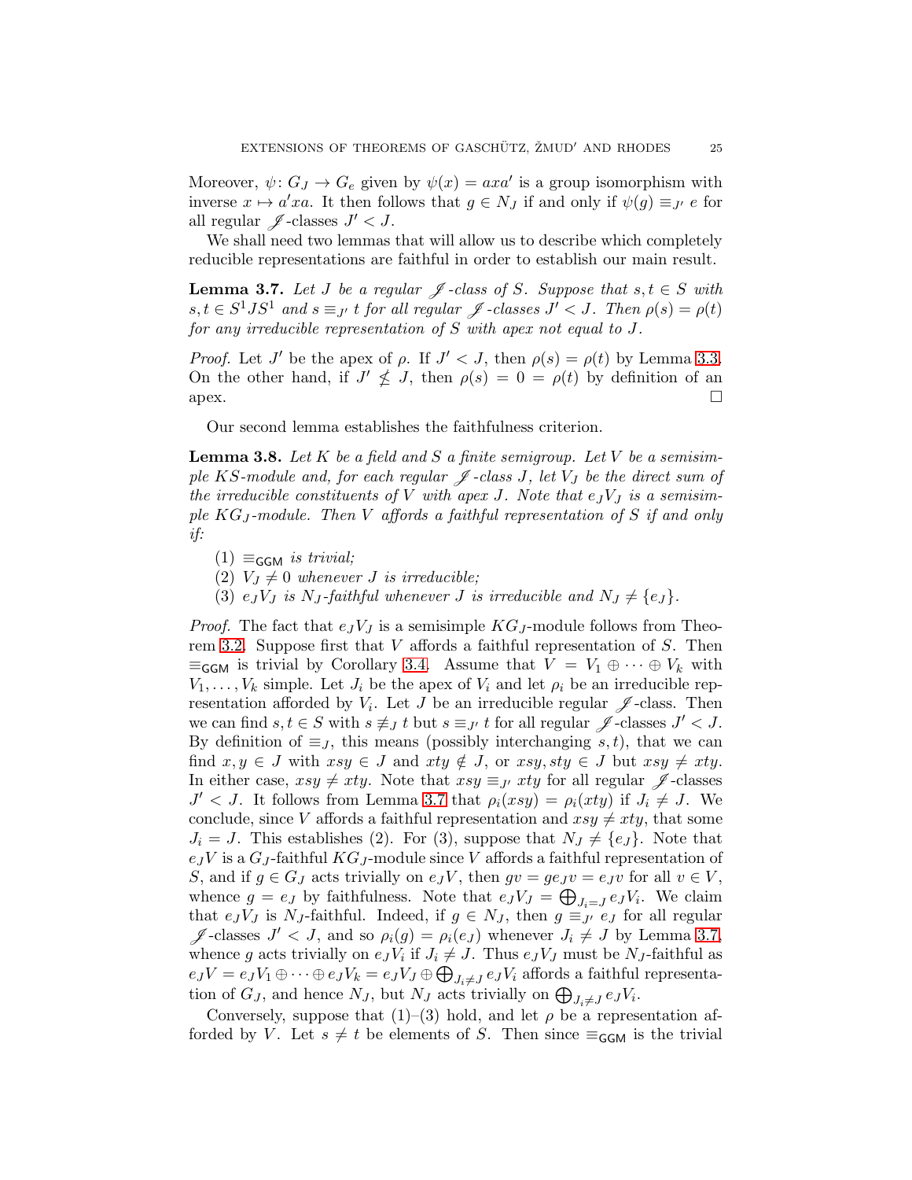Moreover, $\psi\colon G_J \to G_e$ given by $\psi(x) = axa'$ is a group isomorphism with inverse $x \mapsto a'xa$. It then follows that $g \in N_J$ if and only if $\psi(g) \equiv_{J'} e$ for all regular $\mathscr{J}$-classes $J' < J$.

We shall need two lemmas that will allow us to describe which completely reducible representations are faithful in order to establish our main result.

**Lemma 3.7.** *Let $J$ be a regular $\mathscr{J}$-class of $S$. Suppose that $s, t \in S$ with $s, t \in S^1JS^1$ and $s \equiv_{J'} t$ for all regular $\mathscr{J}$-classes $J' < J$. Then $\rho(s) = \rho(t)$ for any irreducible representation of $S$ with apex not equal to $J$.*

*Proof.* Let $J'$ be the apex of $\rho$. If $J' < J$, then $\rho(s) = \rho(t)$ by Lemma 3.3. On the other hand, if $J' \nleq J$, then $\rho(s) = 0 = \rho(t)$ by definition of an apex. $\square$

Our second lemma establishes the faithfulness criterion.

**Lemma 3.8.** *Let $K$ be a field and $S$ a finite semigroup. Let $V$ be a semisimple $KS$-module and, for each regular $\mathscr{J}$-class $J$, let $V_J$ be the direct sum of the irreducible constituents of $V$ with apex $J$. Note that $e_JV_J$ is a semisimple $KG_J$-module. Then $V$ affords a faithful representation of $S$ if and only if:*

1. *$\equiv_{\mathsf{GGM}}$ is trivial;*
2. *$V_J \neq 0$ whenever $J$ is irreducible;*
3. *$e_JV_J$ is $N_J$-faithful whenever $J$ is irreducible and $N_J \neq \{e_J\}$.*

*Proof.* The fact that $e_JV_J$ is a semisimple $KG_J$-module follows from Theorem 3.2. Suppose first that $V$ affords a faithful representation of $S$. Then $\equiv_{\mathsf{GGM}}$ is trivial by Corollary 3.4. Assume that $V = V_1 \oplus \cdots \oplus V_k$ with $V_1, \ldots, V_k$ simple. Let $J_i$ be the apex of $V_i$ and let $\rho_i$ be an irreducible representation afforded by $V_i$. Let $J$ be an irreducible regular $\mathscr{J}$-class. Then we can find $s, t \in S$ with $s \not\equiv_J t$ but $s \equiv_{J'} t$ for all regular $\mathscr{J}$-classes $J' < J$. By definition of $\equiv_J$, this means (possibly interchanging $s, t$), that we can find $x, y \in J$ with $xsy \in J$ and $xty \notin J$, or $xsy, sty \in J$ but $xsy \neq xty$. In either case, $xsy \neq xty$. Note that $xsy \equiv_{J'} xty$ for all regular $\mathscr{J}$-classes $J' < J$. It follows from Lemma 3.7 that $\rho_i(xsy) = \rho_i(xty)$ if $J_i \neq J$. We conclude, since $V$ affords a faithful representation and $xsy \neq xty$, that some $J_i = J$. This establishes (2). For (3), suppose that $N_J \neq \{e_J\}$. Note that $e_JV$ is a $G_J$-faithful $KG_J$-module since $V$ affords a faithful representation of $S$, and if $g \in G_J$ acts trivially on $e_JV$, then $gv = ge_Jv = e_Jv$ for all $v \in V$, whence $g = e_J$ by faithfulness. Note that $e_JV_J = \bigoplus_{J_i=J} e_JV_i$. We claim that $e_JV_J$ is $N_J$-faithful. Indeed, if $g \in N_J$, then $g \equiv_{J'} e_J$ for all regular $\mathscr{J}$-classes $J' < J$, and so $\rho_i(g) = \rho_i(e_J)$ whenever $J_i \neq J$ by Lemma 3.7, whence $g$ acts trivially on $e_JV_i$ if $J_i \neq J$. Thus $e_JV_J$ must be $N_J$-faithful as $e_JV = e_JV_1 \oplus \cdots \oplus e_JV_k = e_JV_J \oplus \bigoplus_{J_i \neq J} e_JV_i$ affords a faithful representation of $G_J$, and hence $N_J$, but $N_J$ acts trivially on $\bigoplus_{J_i \neq J} e_JV_i$.

Conversely, suppose that (1)–(3) hold, and let $\rho$ be a representation afforded by $V$. Let $s \neq t$ be elements of $S$. Then since $\equiv_{\mathsf{GGM}}$ is the trivial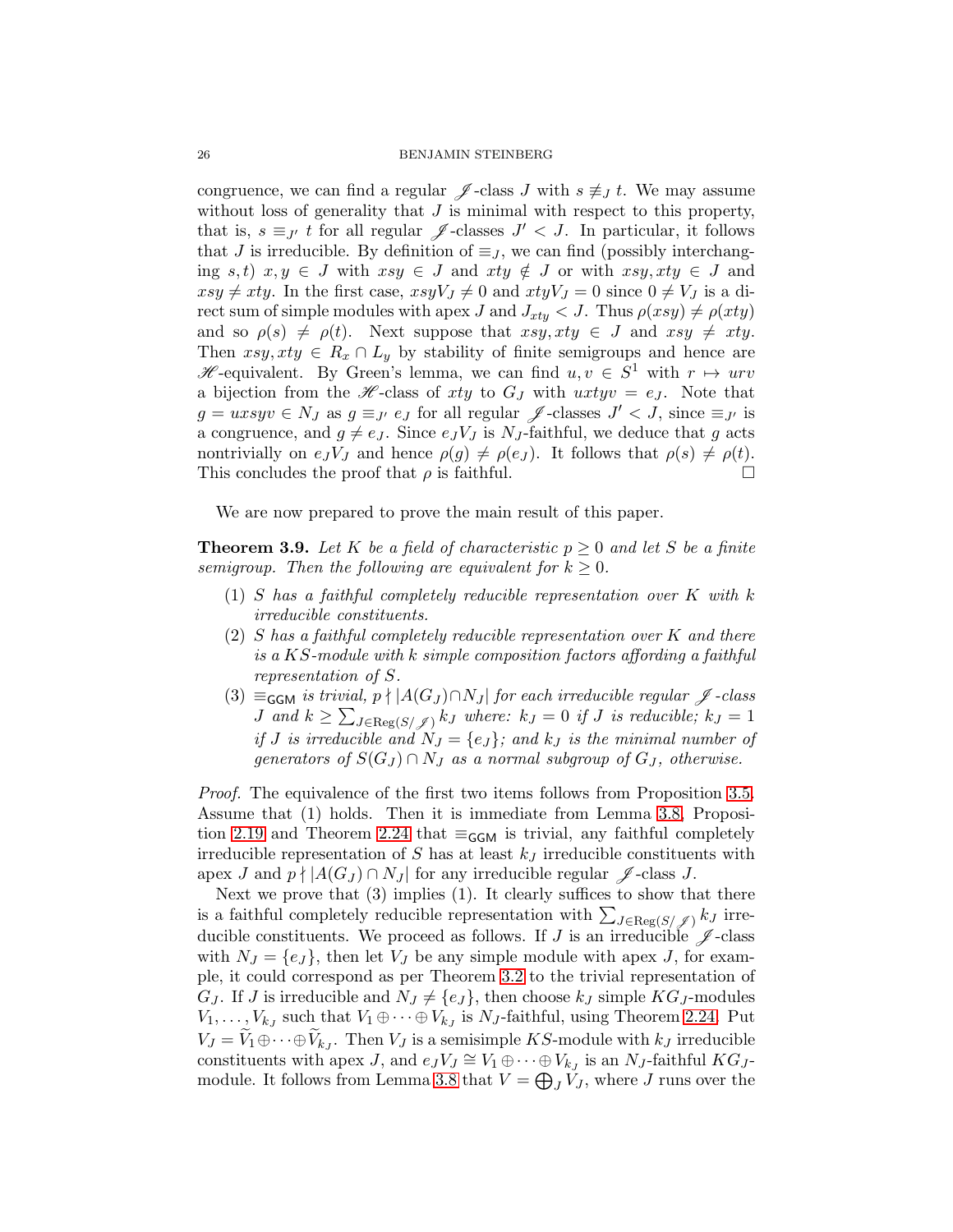congruence, we can find a regular $\mathscr{J}$-class $J$ with $s \not\equiv_J t$. We may assume without loss of generality that $J$ is minimal with respect to this property, that is, $s \equiv_{J'} t$ for all regular $\mathscr{J}$-classes $J' < J$. In particular, it follows that $J$ is irreducible. By definition of $\equiv_J$, we can find (possibly interchanging $s, t$) $x, y \in J$ with $xsy \in J$ and $xty \notin J$ or with $xsy, xty \in J$ and $xsy \neq xty$. In the first case, $xsyV_J \neq 0$ and $xtyV_J = 0$ since $0 \neq V_J$ is a direct sum of simple modules with apex $J$ and $J_{xty} < J$. Thus $\rho(xsy) \neq \rho(xty)$ and so $\rho(s) \neq \rho(t)$. Next suppose that $xsy, xty \in J$ and $xsy \neq xty$. Then $xsy, xty \in R_x \cap L_y$ by stability of finite semigroups and hence are $\mathscr{H}$-equivalent. By Green's lemma, we can find $u, v \in S^1$ with $r \mapsto urv$ a bijection from the $\mathscr{H}$-class of $xty$ to $G_J$ with $uxtyv = e_J$. Note that $g = uxsyv \in N_J$ as $g \equiv_{J'} e_J$ for all regular $\mathscr{J}$-classes $J' < J$, since $\equiv_{J'}$ is a congruence, and $g \neq e_J$. Since $e_J V_J$ is $N_J$-faithful, we deduce that $g$ acts nontrivially on $e_J V_J$ and hence $\rho(g) \neq \rho(e_J)$. It follows that $\rho(s) \neq \rho(t)$. This concludes the proof that $\rho$ is faithful. $\square$

We are now prepared to prove the main result of this paper.

**Theorem 3.9.** *Let $K$ be a field of characteristic $p \geq 0$ and let $S$ be a finite semigroup. Then the following are equivalent for $k \geq 0$.*

1. *$S$ has a faithful completely reducible representation over $K$ with $k$ irreducible constituents.*
2. *$S$ has a faithful completely reducible representation over $K$ and there is a $KS$-module with $k$ simple composition factors affording a faithful representation of $S$.*
3. *$\equiv_{\mathsf{GGM}}$ is trivial, $p \nmid |A(G_J) \cap N_J|$ for each irreducible regular $\mathscr{J}$-class $J$ and $k \geq \sum_{J \in \mathrm{Reg}(S/\mathscr{J})} k_J$ where: $k_J = 0$ if $J$ is reducible; $k_J = 1$ if $J$ is irreducible and $N_J = \{e_J\}$; and $k_J$ is the minimal number of generators of $S(G_J) \cap N_J$ as a normal subgroup of $G_J$, otherwise.*

*Proof.* The equivalence of the first two items follows from Proposition 3.5. Assume that (1) holds. Then it is immediate from Lemma 3.8, Proposition 2.19 and Theorem 2.24 that $\equiv_{\mathsf{GGM}}$ is trivial, any faithful completely irreducible representation of $S$ has at least $k_J$ irreducible constituents with apex $J$ and $p \nmid |A(G_J) \cap N_J|$ for any irreducible regular $\mathscr{J}$-class $J$.

Next we prove that (3) implies (1). It clearly suffices to show that there is a faithful completely reducible representation with $\sum_{J \in \mathrm{Reg}(S/\mathscr{J})} k_J$ irreducible constituents. We proceed as follows. If $J$ is an irreducible $\mathscr{J}$-class with $N_J = \{e_J\}$, then let $V_J$ be any simple module with apex $J$, for example, it could correspond as per Theorem 3.2 to the trivial representation of $G_J$. If $J$ is irreducible and $N_J \neq \{e_J\}$, then choose $k_J$ simple $KG_J$-modules $V_1, \ldots, V_{k_J}$ such that $V_1 \oplus \cdots \oplus V_{k_J}$ is $N_J$-faithful, using Theorem 2.24. Put $V_J = \widetilde{V}_1 \oplus \cdots \oplus \widetilde{V}_{k_J}$. Then $V_J$ is a semisimple $KS$-module with $k_J$ irreducible constituents with apex $J$, and $e_J V_J \cong V_1 \oplus \cdots \oplus V_{k_J}$ is an $N_J$-faithful $KG_J$-module. It follows from Lemma 3.8 that $V = \bigoplus_J V_J$, where $J$ runs over the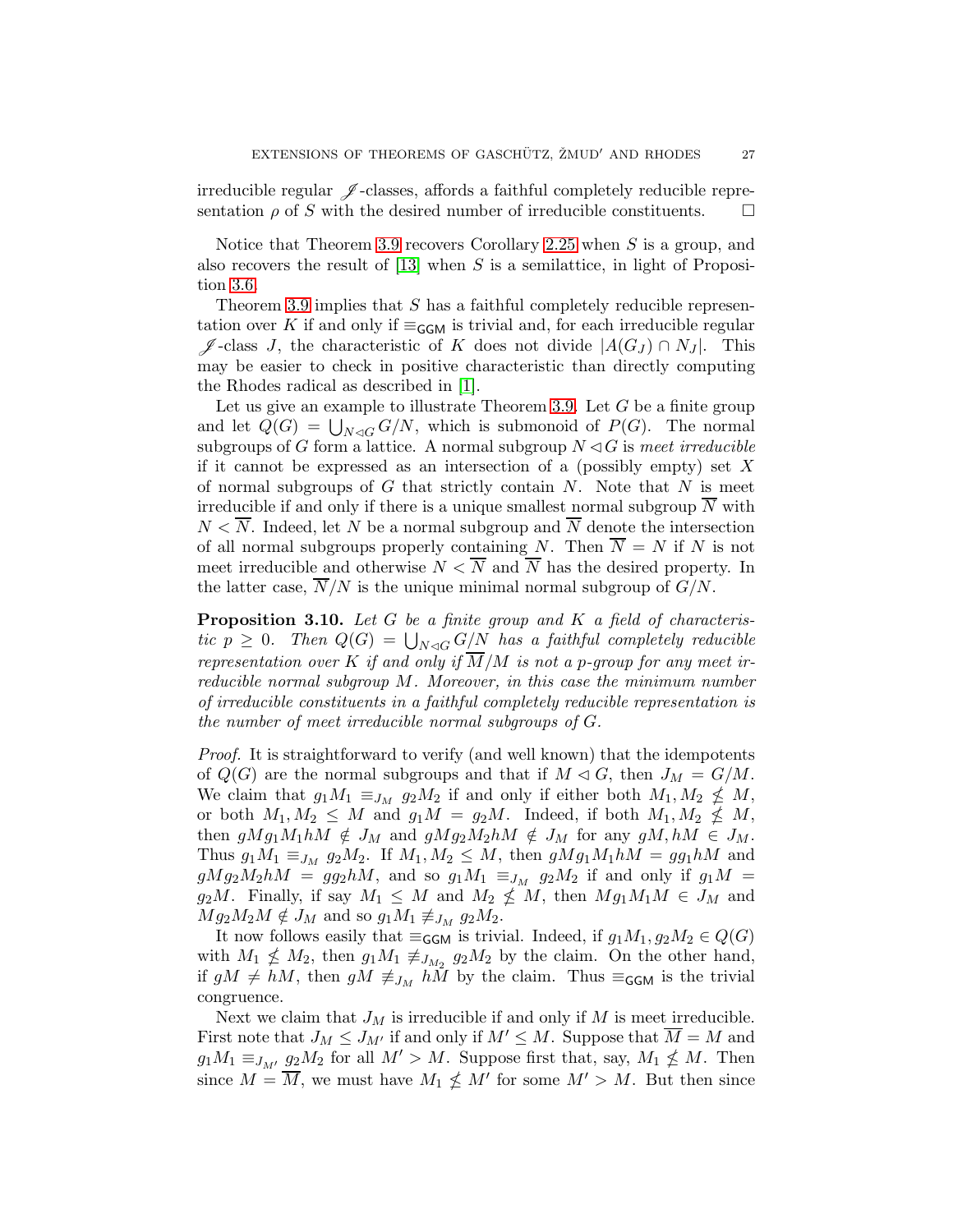irreducible regular $\mathscr{J}$-classes, affords a faithful completely reducible representation $\rho$ of $S$ with the desired number of irreducible constituents. $\square$

Notice that Theorem 3.9 recovers Corollary 2.25 when $S$ is a group, and also recovers the result of [13] when $S$ is a semilattice, in light of Proposition 3.6.

Theorem 3.9 implies that $S$ has a faithful completely reducible representation over $K$ if and only if $\equiv_{\mathsf{GGM}}$ is trivial and, for each irreducible regular $\mathscr{J}$-class $J$, the characteristic of $K$ does not divide $|A(G_J) \cap N_J|$. This may be easier to check in positive characteristic than directly computing the Rhodes radical as described in [1].

Let us give an example to illustrate Theorem 3.9. Let $G$ be a finite group and let $Q(G) = \bigcup_{N \lhd G} G/N$, which is submonoid of $P(G)$. The normal subgroups of $G$ form a lattice. A normal subgroup $N \lhd G$ is *meet irreducible* if it cannot be expressed as an intersection of a (possibly empty) set $X$ of normal subgroups of $G$ that strictly contain $N$. Note that $N$ is meet irreducible if and only if there is a unique smallest normal subgroup $\overline{N}$ with $N < \overline{N}$. Indeed, let $N$ be a normal subgroup and $\overline{N}$ denote the intersection of all normal subgroups properly containing $N$. Then $\overline{N} = N$ if $N$ is not meet irreducible and otherwise $N < \overline{N}$ and $\overline{N}$ has the desired property. In the latter case, $\overline{N}/N$ is the unique minimal normal subgroup of $G/N$.

**Proposition 3.10.** *Let $G$ be a finite group and $K$ a field of characteristic $p \geq 0$. Then $Q(G) = \bigcup_{N \lhd G} G/N$ has a faithful completely reducible representation over $K$ if and only if $\overline{M}/M$ is not a $p$-group for any meet irreducible normal subgroup $M$. Moreover, in this case the minimum number of irreducible constituents in a faithful completely reducible representation is the number of meet irreducible normal subgroups of $G$.*

*Proof.* It is straightforward to verify (and well known) that the idempotents of $Q(G)$ are the normal subgroups and that if $M \lhd G$, then $J_M = G/M$. We claim that $g_1M_1 \equiv_{J_M} g_2M_2$ if and only if either both $M_1, M_2 \nleq M$, or both $M_1, M_2 \leq M$ and $g_1M = g_2M$. Indeed, if both $M_1, M_2 \nleq M$, then $gMg_1M_1hM \notin J_M$ and $gMg_2M_2hM \notin J_M$ for any $gM, hM \in J_M$. Thus $g_1M_1 \equiv_{J_M} g_2M_2$. If $M_1, M_2 \leq M$, then $gMg_1M_1hM = gg_1hM$ and $gMg_2M_2hM = gg_2hM$, and so $g_1M_1 \equiv_{J_M} g_2M_2$ if and only if $g_1M = g_2M$. Finally, if say $M_1 \leq M$ and $M_2 \nleq M$, then $Mg_1M_1M \in J_M$ and $Mg_2M_2M \notin J_M$ and so $g_1M_1 \not\equiv_{J_M} g_2M_2$.

It now follows easily that $\equiv_{\mathsf{GGM}}$ is trivial. Indeed, if $g_1M_1, g_2M_2 \in Q(G)$ with $M_1 \nleq M_2$, then $g_1M_1 \not\equiv_{J_{M_2}} g_2M_2$ by the claim. On the other hand, if $gM \neq hM$, then $gM \not\equiv_{J_M} hM$ by the claim. Thus $\equiv_{\mathsf{GGM}}$ is the trivial congruence.

Next we claim that $J_M$ is irreducible if and only if $M$ is meet irreducible. First note that $J_M \leq J_{M'}$ if and only if $M' \leq M$. Suppose that $\overline{M} = M$ and $g_1M_1 \equiv_{J_{M'}} g_2M_2$ for all $M' > M$. Suppose first that, say, $M_1 \nleq M$. Then since $M = \overline{M}$, we must have $M_1 \nleq M'$ for some $M' > M$. But then since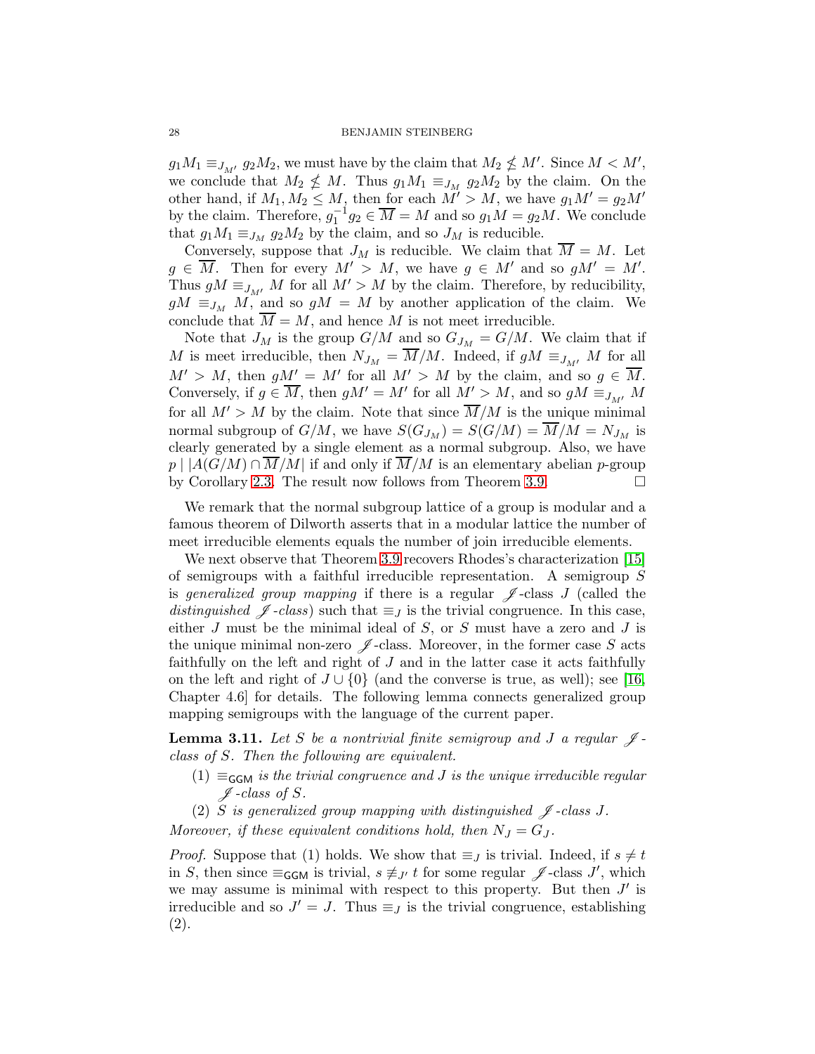$g_1M_1 \equiv_{J_{M'}} g_2M_2$, we must have by the claim that $M_2 \nleq M'$. Since $M < M'$, we conclude that $M_2 \nleq M$. Thus $g_1M_1 \equiv_{J_M} g_2M_2$ by the claim. On the other hand, if $M_1, M_2 \leq M$, then for each $M' > M$, we have $g_1M' = g_2M'$ by the claim. Therefore, $g_1^{-1}g_2 \in \overline{M} = M$ and so $g_1M = g_2M$. We conclude that $g_1M_1 \equiv_{J_M} g_2M_2$ by the claim, and so $J_M$ is reducible.

Conversely, suppose that $J_M$ is reducible. We claim that $\overline{M} = M$. Let $g \in \overline{M}$. Then for every $M' > M$, we have $g \in M'$ and so $gM' = M'$. Thus $gM \equiv_{J_{M'}} M$ for all $M' > M$ by the claim. Therefore, by reducibility, $gM \equiv_{J_M} M$, and so $gM = M$ by another application of the claim. We conclude that $\overline{M} = M$, and hence $M$ is not meet irreducible.

Note that $J_M$ is the group $G/M$ and so $G_{J_M} = G/M$. We claim that if $M$ is meet irreducible, then $N_{J_M} = \overline{M}/M$. Indeed, if $gM \equiv_{J_{M'}} M$ for all $M' > M$, then $gM' = M'$ for all $M' > M$ by the claim, and so $g \in \overline{M}$. Conversely, if $g \in \overline{M}$, then $gM' = M'$ for all $M' > M$, and so $gM \equiv_{J_{M'}} M$ for all $M' > M$ by the claim. Note that since $\overline{M}/M$ is the unique minimal normal subgroup of $G/M$, we have $S(G_{J_M}) = S(G/M) = \overline{M}/M = N_{J_M}$ is clearly generated by a single element as a normal subgroup. Also, we have $p \mid |A(G/M) \cap \overline{M}/M|$ if and only if $\overline{M}/M$ is an elementary abelian $p$-group by Corollary 2.3. The result now follows from Theorem 3.9. $\square$

We remark that the normal subgroup lattice of a group is modular and a famous theorem of Dilworth asserts that in a modular lattice the number of meet irreducible elements equals the number of join irreducible elements.

We next observe that Theorem 3.9 recovers Rhodes's characterization [15] of semigroups with a faithful irreducible representation. A semigroup $S$ is *generalized group mapping* if there is a regular $\mathscr{J}$-class $J$ (called the *distinguished $\mathscr{J}$-class*) such that $\equiv_J$ is the trivial congruence. In this case, either $J$ must be the minimal ideal of $S$, or $S$ must have a zero and $J$ is the unique minimal non-zero $\mathscr{J}$-class. Moreover, in the former case $S$ acts faithfully on the left and right of $J$ and in the latter case it acts faithfully on the left and right of $J \cup \{0\}$ (and the converse is true, as well); see [16, Chapter 4.6] for details. The following lemma connects generalized group mapping semigroups with the language of the current paper.

**Lemma 3.11.** *Let $S$ be a nontrivial finite semigroup and $J$ a regular $\mathscr{J}$-class of $S$. Then the following are equivalent.*

(1) *$\equiv_{\mathsf{GGM}}$ is the trivial congruence and $J$ is the unique irreducible regular $\mathscr{J}$-class of $S$.*

(2) *$S$ is generalized group mapping with distinguished $\mathscr{J}$-class $J$.*

*Moreover, if these equivalent conditions hold, then $N_J = G_J$.*

*Proof.* Suppose that (1) holds. We show that $\equiv_J$ is trivial. Indeed, if $s \neq t$ in $S$, then since $\equiv_{\mathsf{GGM}}$ is trivial, $s \not\equiv_{J'} t$ for some regular $\mathscr{J}$-class $J'$, which we may assume is minimal with respect to this property. But then $J'$ is irreducible and so $J' = J$. Thus $\equiv_J$ is the trivial congruence, establishing (2).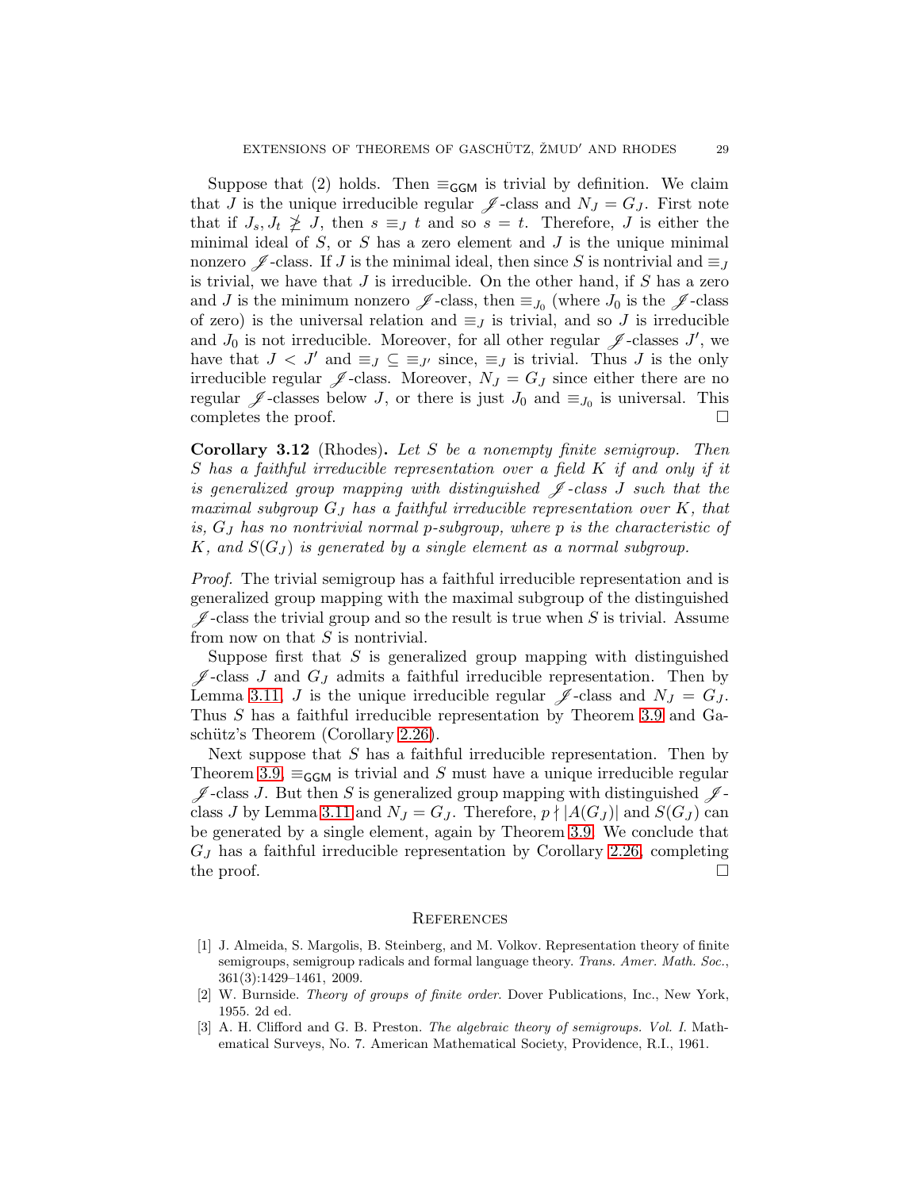Suppose that (2) holds. Then $\equiv_{\mathsf{GGM}}$ is trivial by definition. We claim that $J$ is the unique irreducible regular $\mathscr{J}$-class and $N_J = G_J$. First note that if $J_s, J_t \ngeq J$, then $s \equiv_J t$ and so $s = t$. Therefore, $J$ is either the minimal ideal of $S$, or $S$ has a zero element and $J$ is the unique minimal nonzero $\mathscr{J}$-class. If $J$ is the minimal ideal, then since $S$ is nontrivial and $\equiv_J$ is trivial, we have that $J$ is irreducible. On the other hand, if $S$ has a zero and $J$ is the minimum nonzero $\mathscr{J}$-class, then $\equiv_{J_0}$ (where $J_0$ is the $\mathscr{J}$-class of zero) is the universal relation and $\equiv_J$ is trivial, and so $J$ is irreducible and $J_0$ is not irreducible. Moreover, for all other regular $\mathscr{J}$-classes $J'$, we have that $J < J'$ and $\equiv_J \subseteq \equiv_{J'}$ since, $\equiv_J$ is trivial. Thus $J$ is the only irreducible regular $\mathscr{J}$-class. Moreover, $N_J = G_J$ since either there are no regular $\mathscr{J}$-classes below $J$, or there is just $J_0$ and $\equiv_{J_0}$ is universal. This completes the proof. □

**Corollary 3.12** (Rhodes)**.** *Let $S$ be a nonempty finite semigroup. Then $S$ has a faithful irreducible representation over a field $K$ if and only if it is generalized group mapping with distinguished $\mathscr{J}$-class $J$ such that the maximal subgroup $G_J$ has a faithful irreducible representation over $K$, that is, $G_J$ has no nontrivial normal $p$-subgroup, where $p$ is the characteristic of $K$, and $S(G_J)$ is generated by a single element as a normal subgroup.*

*Proof.* The trivial semigroup has a faithful irreducible representation and is generalized group mapping with the maximal subgroup of the distinguished $\mathscr{J}$-class the trivial group and so the result is true when $S$ is trivial. Assume from now on that $S$ is nontrivial.

Suppose first that $S$ is generalized group mapping with distinguished $\mathscr{J}$-class $J$ and $G_J$ admits a faithful irreducible representation. Then by Lemma 3.11, $J$ is the unique irreducible regular $\mathscr{J}$-class and $N_J = G_J$. Thus $S$ has a faithful irreducible representation by Theorem 3.9 and Gaschütz's Theorem (Corollary 2.26).

Next suppose that $S$ has a faithful irreducible representation. Then by Theorem 3.9, $\equiv_{\mathsf{GGM}}$ is trivial and $S$ must have a unique irreducible regular $\mathscr{J}$-class $J$. But then $S$ is generalized group mapping with distinguished $\mathscr{J}$-class $J$ by Lemma 3.11 and $N_J = G_J$. Therefore, $p \nmid |A(G_J)|$ and $S(G_J)$ can be generated by a single element, again by Theorem 3.9. We conclude that $G_J$ has a faithful irreducible representation by Corollary 2.26, completing the proof. □

## References

[1] J. Almeida, S. Margolis, B. Steinberg, and M. Volkov. Representation theory of finite semigroups, semigroup radicals and formal language theory. *Trans. Amer. Math. Soc.*, 361(3):1429–1461, 2009.

[2] W. Burnside. *Theory of groups of finite order.* Dover Publications, Inc., New York, 1955. 2d ed.

[3] A. H. Clifford and G. B. Preston. *The algebraic theory of semigroups. Vol. I.* Mathematical Surveys, No. 7. American Mathematical Society, Providence, R.I., 1961.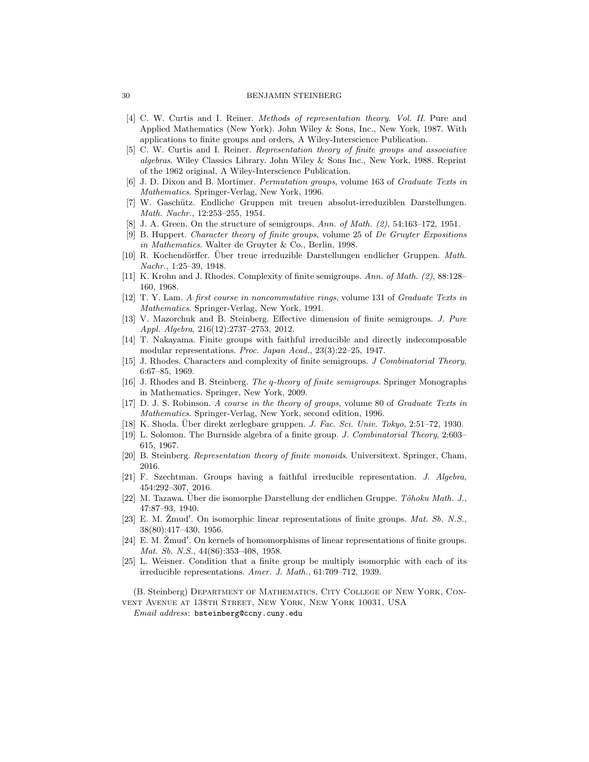[4] C. W. Curtis and I. Reiner. *Methods of representation theory. Vol. II*. Pure and Applied Mathematics (New York). John Wiley & Sons, Inc., New York, 1987. With applications to finite groups and orders, A Wiley-Interscience Publication.

[5] C. W. Curtis and I. Reiner. *Representation theory of finite groups and associative algebras*. Wiley Classics Library. John Wiley & Sons Inc., New York, 1988. Reprint of the 1962 original, A Wiley-Interscience Publication.

[6] J. D. Dixon and B. Mortimer. *Permutation groups*, volume 163 of *Graduate Texts in Mathematics*. Springer-Verlag, New York, 1996.

[7] W. Gaschütz. Endliche Gruppen mit treuen absolut-irreduziblen Darstellungen. *Math. Nachr.*, 12:253–255, 1954.

[8] J. A. Green. On the structure of semigroups. *Ann. of Math. (2)*, 54:163–172, 1951.

[9] B. Huppert. *Character theory of finite groups*, volume 25 of *De Gruyter Expositions in Mathematics*. Walter de Gruyter & Co., Berlin, 1998.

[10] R. Kochendörffer. Über treue irreduzible Darstellungen endlicher Gruppen. *Math. Nachr.*, 1:25–39, 1948.

[11] K. Krohn and J. Rhodes. Complexity of finite semigroups. *Ann. of Math. (2)*, 88:128–160, 1968.

[12] T. Y. Lam. *A first course in noncommutative rings*, volume 131 of *Graduate Texts in Mathematics*. Springer-Verlag, New York, 1991.

[13] V. Mazorchuk and B. Steinberg. Effective dimension of finite semigroups. *J. Pure Appl. Algebra*, 216(12):2737–2753, 2012.

[14] T. Nakayama. Finite groups with faithful irreducible and directly indecomposable modular representations. *Proc. Japan Acad.*, 23(3):22–25, 1947.

[15] J. Rhodes. Characters and complexity of finite semigroups. *J Combinatorial Theory*, 6:67–85, 1969.

[16] J. Rhodes and B. Steinberg. *The q-theory of finite semigroups*. Springer Monographs in Mathematics. Springer, New York, 2009.

[17] D. J. S. Robinson. *A course in the theory of groups*, volume 80 of *Graduate Texts in Mathematics*. Springer-Verlag, New York, second edition, 1996.

[18] K. Shoda. Über direkt zerlegbare gruppen. *J. Fac. Sci. Univ. Tokyo*, 2:51–72, 1930.

[19] L. Solomon. The Burnside algebra of a finite group. *J. Combinatorial Theory*, 2:603–615, 1967.

[20] B. Steinberg. *Representation theory of finite monoids*. Universitext. Springer, Cham, 2016.

[21] F. Szechtman. Groups having a faithful irreducible representation. *J. Algebra*, 454:292–307, 2016.

[22] M. Tazawa. Über die isomorphe Darstellung der endlichen Gruppe. *Tôhoku Math. J.*, 47:87–93, 1940.

[23] E. M. Žmud′. On isomorphic linear representations of finite groups. *Mat. Sb. N.S.*, 38(80):417–430, 1956.

[24] E. M. Žmud′. On kernels of homomorphisms of linear representations of finite groups. *Mat. Sb. N.S.*, 44(86):353–408, 1958.

[25] L. Weisner. Condition that a finite group be multiply isomorphic with each of its irreducible representations. *Amer. J. Math.*, 61:709–712, 1939.

(B. Steinberg) Department of Mathematics, City College of New York, Convent Avenue at 138th Street, New York, New York 10031, USA

*Email address*: bsteinberg@ccny.cuny.edu